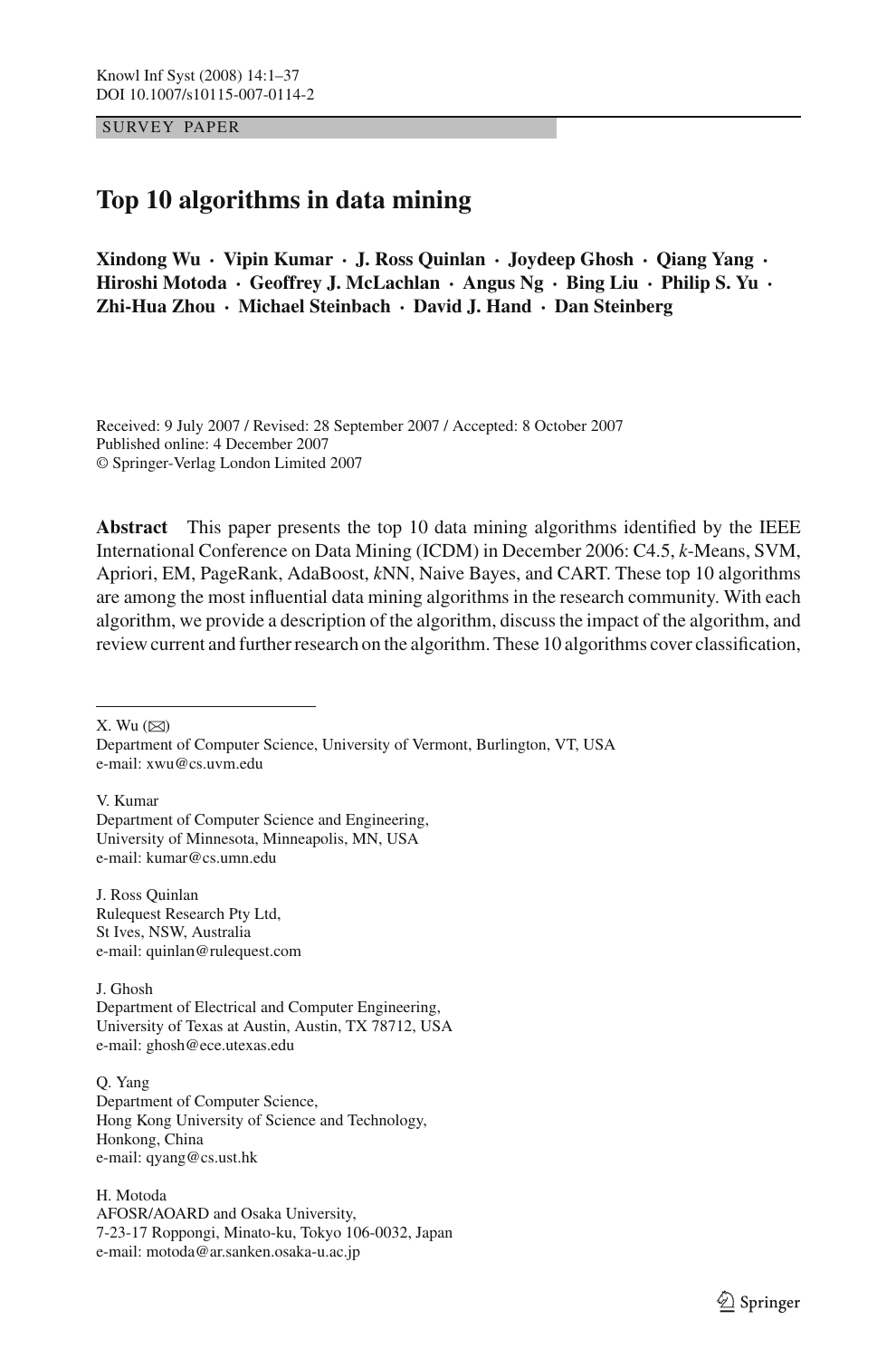SURVEY PAPER

# Top 10 algorithms in data mining

**Xindong Wu · Vipin Kumar · J. Ross Quinlan · Joydeep Ghosh · Qiang Yang · Hiroshi Motoda · Geoffrey J. McLachlan · Angus Ng · Bing Liu · Philip S. Yu · Zhi-Hua Zhou · Michael Steinbach · David J. Hand · Dan Steinberg**

Received: 9 July 2007 / Revised: 28 September 2007 / Accepted: 8 October 2007
Published online: 4 December 2007
© Springer-Verlag London Limited 2007

**Abstract** This paper presents the top 10 data mining algorithms identified by the IEEE International Conference on Data Mining (ICDM) in December 2006: C4.5, *k*-Means, SVM, Apriori, EM, PageRank, AdaBoost, *k*NN, Naive Bayes, and CART. These top 10 algorithms are among the most influential data mining algorithms in the research community. With each algorithm, we provide a description of the algorithm, discuss the impact of the algorithm, and review current and further research on the algorithm. These 10 algorithms cover classification,

---

X. Wu (✉)
Department of Computer Science, University of Vermont, Burlington, VT, USA
e-mail: xwu@cs.uvm.edu

V. Kumar
Department of Computer Science and Engineering,
University of Minnesota, Minneapolis, MN, USA
e-mail: kumar@cs.umn.edu

J. Ross Quinlan
Rulequest Research Pty Ltd,
St Ives, NSW, Australia
e-mail: quinlan@rulequest.com

J. Ghosh
Department of Electrical and Computer Engineering,
University of Texas at Austin, Austin, TX 78712, USA
e-mail: ghosh@ece.utexas.edu

Q. Yang
Department of Computer Science,
Hong Kong University of Science and Technology,
Honkong, China
e-mail: qyang@cs.ust.hk

H. Motoda
AFOSR/AOARD and Osaka University,
7-23-17 Roppongi, Minato-ku, Tokyo 106-0032, Japan
e-mail: motoda@ar.sanken.osaka-u.ac.jp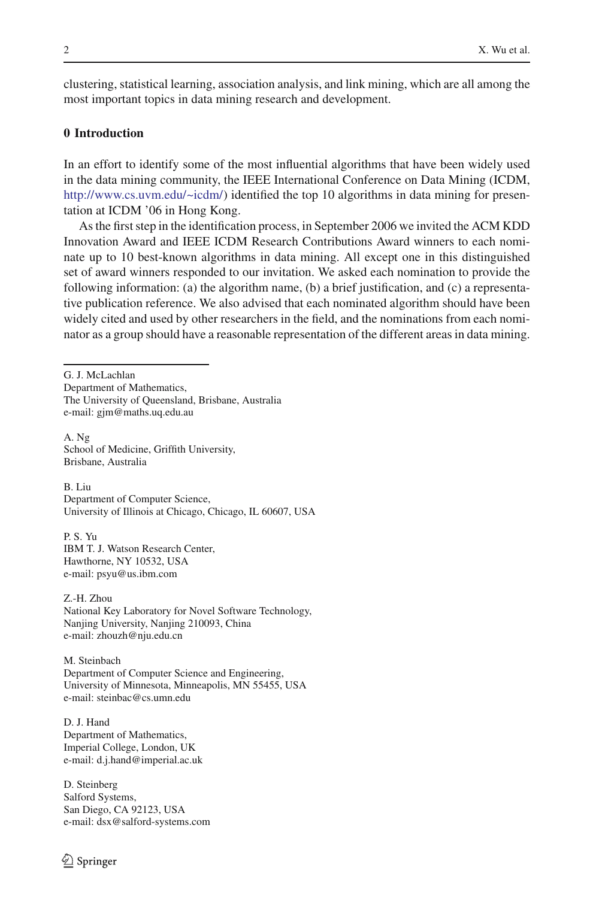clustering, statistical learning, association analysis, and link mining, which are all among the most important topics in data mining research and development.

## 0 Introduction

In an effort to identify some of the most influential algorithms that have been widely used in the data mining community, the IEEE International Conference on Data Mining (ICDM, http://www.cs.uvm.edu/~icdm/) identified the top 10 algorithms in data mining for presentation at ICDM '06 in Hong Kong.

As the first step in the identification process, in September 2006 we invited the ACM KDD Innovation Award and IEEE ICDM Research Contributions Award winners to each nominate up to 10 best-known algorithms in data mining. All except one in this distinguished set of award winners responded to our invitation. We asked each nomination to provide the following information: (a) the algorithm name, (b) a brief justification, and (c) a representative publication reference. We also advised that each nominated algorithm should have been widely cited and used by other researchers in the field, and the nominations from each nominator as a group should have a reasonable representation of the different areas in data mining.

---

G. J. McLachlan
Department of Mathematics,
The University of Queensland, Brisbane, Australia
e-mail: gjm@maths.uq.edu.au

A. Ng
School of Medicine, Griffith University,
Brisbane, Australia

B. Liu
Department of Computer Science,
University of Illinois at Chicago, Chicago, IL 60607, USA

P. S. Yu
IBM T. J. Watson Research Center,
Hawthorne, NY 10532, USA
e-mail: psyu@us.ibm.com

Z.-H. Zhou
National Key Laboratory for Novel Software Technology,
Nanjing University, Nanjing 210093, China
e-mail: zhouzh@nju.edu.cn

M. Steinbach
Department of Computer Science and Engineering,
University of Minnesota, Minneapolis, MN 55455, USA
e-mail: steinbac@cs.umn.edu

D. J. Hand
Department of Mathematics,
Imperial College, London, UK
e-mail: d.j.hand@imperial.ac.uk

D. Steinberg
Salford Systems,
San Diego, CA 92123, USA
e-mail: dsx@salford-systems.com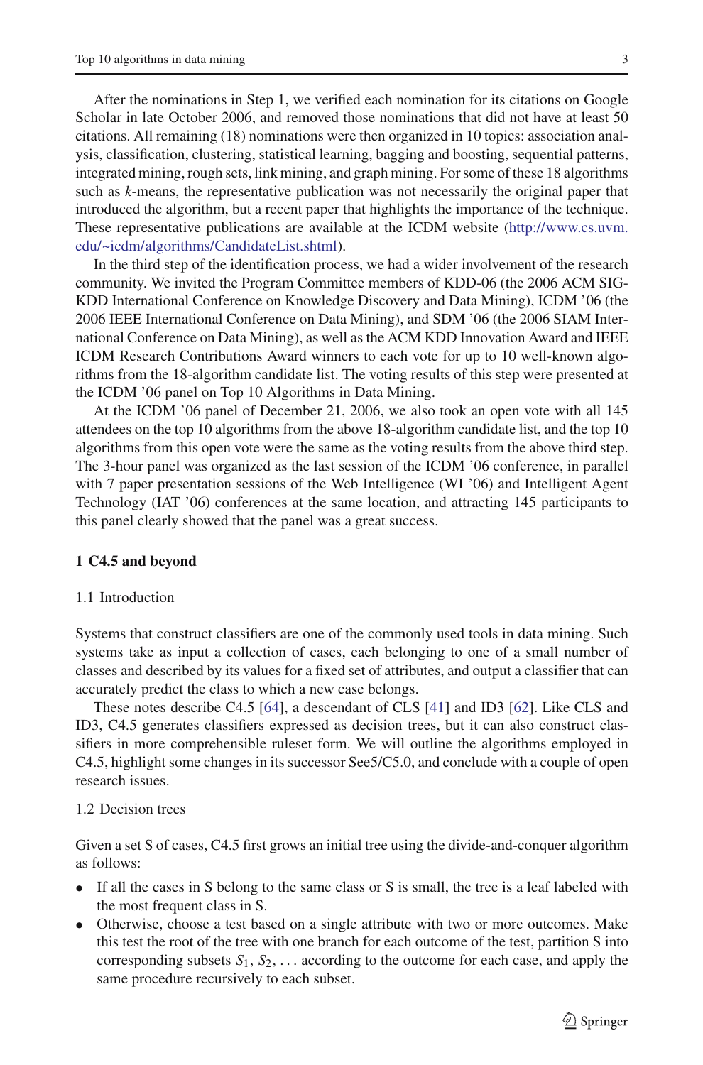After the nominations in Step 1, we verified each nomination for its citations on Google Scholar in late October 2006, and removed those nominations that did not have at least 50 citations. All remaining (18) nominations were then organized in 10 topics: association analysis, classification, clustering, statistical learning, bagging and boosting, sequential patterns, integrated mining, rough sets, link mining, and graph mining. For some of these 18 algorithms such as *k*-means, the representative publication was not necessarily the original paper that introduced the algorithm, but a recent paper that highlights the importance of the technique. These representative publications are available at the ICDM website (http://www.cs.uvm.edu/~icdm/algorithms/CandidateList.shtml).

In the third step of the identification process, we had a wider involvement of the research community. We invited the Program Committee members of KDD-06 (the 2006 ACM SIGKDD International Conference on Knowledge Discovery and Data Mining), ICDM '06 (the 2006 IEEE International Conference on Data Mining), and SDM '06 (the 2006 SIAM International Conference on Data Mining), as well as the ACM KDD Innovation Award and IEEE ICDM Research Contributions Award winners to each vote for up to 10 well-known algorithms from the 18-algorithm candidate list. The voting results of this step were presented at the ICDM '06 panel on Top 10 Algorithms in Data Mining.

At the ICDM '06 panel of December 21, 2006, we also took an open vote with all 145 attendees on the top 10 algorithms from the above 18-algorithm candidate list, and the top 10 algorithms from this open vote were the same as the voting results from the above third step. The 3-hour panel was organized as the last session of the ICDM '06 conference, in parallel with 7 paper presentation sessions of the Web Intelligence (WI '06) and Intelligent Agent Technology (IAT '06) conferences at the same location, and attracting 145 participants to this panel clearly showed that the panel was a great success.

## 1 C4.5 and beyond

### 1.1 Introduction

Systems that construct classifiers are one of the commonly used tools in data mining. Such systems take as input a collection of cases, each belonging to one of a small number of classes and described by its values for a fixed set of attributes, and output a classifier that can accurately predict the class to which a new case belongs.

These notes describe C4.5 [64], a descendant of CLS [41] and ID3 [62]. Like CLS and ID3, C4.5 generates classifiers expressed as decision trees, but it can also construct classifiers in more comprehensible ruleset form. We will outline the algorithms employed in C4.5, highlight some changes in its successor See5/C5.0, and conclude with a couple of open research issues.

### 1.2 Decision trees

Given a set S of cases, C4.5 first grows an initial tree using the divide-and-conquer algorithm as follows:

- If all the cases in S belong to the same class or S is small, the tree is a leaf labeled with the most frequent class in S.
- Otherwise, choose a test based on a single attribute with two or more outcomes. Make this test the root of the tree with one branch for each outcome of the test, partition S into corresponding subsets $S_1$, $S_2$, ... according to the outcome for each case, and apply the same procedure recursively to each subset.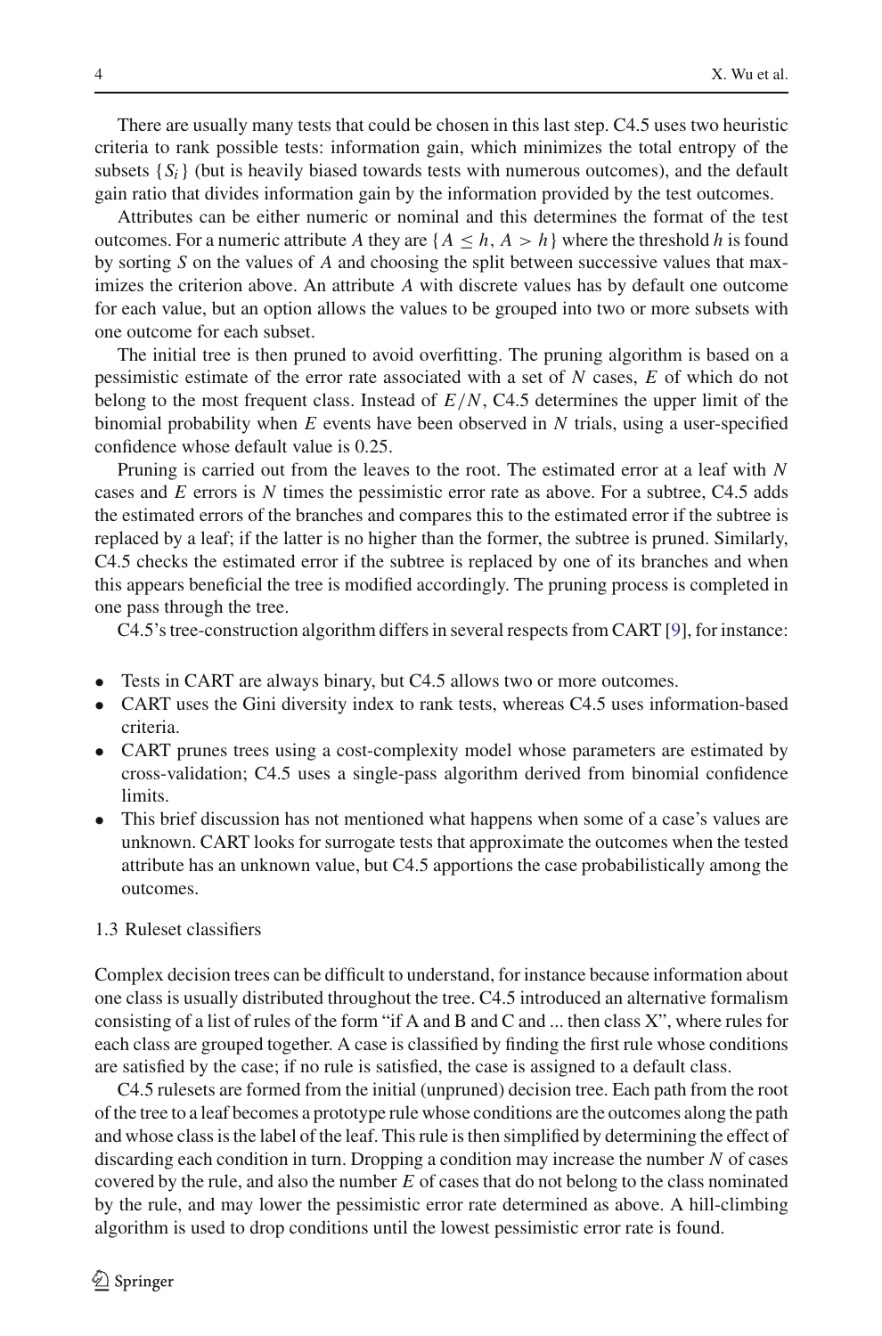There are usually many tests that could be chosen in this last step. C4.5 uses two heuristic criteria to rank possible tests: information gain, which minimizes the total entropy of the subsets $\{S_i\}$ (but is heavily biased towards tests with numerous outcomes), and the default gain ratio that divides information gain by the information provided by the test outcomes.

Attributes can be either numeric or nominal and this determines the format of the test outcomes. For a numeric attribute $A$ they are $\{A \leq h, A > h\}$ where the threshold $h$ is found by sorting $S$ on the values of $A$ and choosing the split between successive values that maximizes the criterion above. An attribute $A$ with discrete values has by default one outcome for each value, but an option allows the values to be grouped into two or more subsets with one outcome for each subset.

The initial tree is then pruned to avoid overfitting. The pruning algorithm is based on a pessimistic estimate of the error rate associated with a set of $N$ cases, $E$ of which do not belong to the most frequent class. Instead of $E/N$, C4.5 determines the upper limit of the binomial probability when $E$ events have been observed in $N$ trials, using a user-specified confidence whose default value is 0.25.

Pruning is carried out from the leaves to the root. The estimated error at a leaf with $N$ cases and $E$ errors is $N$ times the pessimistic error rate as above. For a subtree, C4.5 adds the estimated errors of the branches and compares this to the estimated error if the subtree is replaced by a leaf; if the latter is no higher than the former, the subtree is pruned. Similarly, C4.5 checks the estimated error if the subtree is replaced by one of its branches and when this appears beneficial the tree is modified accordingly. The pruning process is completed in one pass through the tree.

C4.5's tree-construction algorithm differs in several respects from CART [9], for instance:

- Tests in CART are always binary, but C4.5 allows two or more outcomes.
- CART uses the Gini diversity index to rank tests, whereas C4.5 uses information-based criteria.
- CART prunes trees using a cost-complexity model whose parameters are estimated by cross-validation; C4.5 uses a single-pass algorithm derived from binomial confidence limits.
- This brief discussion has not mentioned what happens when some of a case's values are unknown. CART looks for surrogate tests that approximate the outcomes when the tested attribute has an unknown value, but C4.5 apportions the case probabilistically among the outcomes.

### 1.3 Ruleset classifiers

Complex decision trees can be difficult to understand, for instance because information about one class is usually distributed throughout the tree. C4.5 introduced an alternative formalism consisting of a list of rules of the form "if A and B and C and ... then class X", where rules for each class are grouped together. A case is classified by finding the first rule whose conditions are satisfied by the case; if no rule is satisfied, the case is assigned to a default class.

C4.5 rulesets are formed from the initial (unpruned) decision tree. Each path from the root of the tree to a leaf becomes a prototype rule whose conditions are the outcomes along the path and whose class is the label of the leaf. This rule is then simplified by determining the effect of discarding each condition in turn. Dropping a condition may increase the number $N$ of cases covered by the rule, and also the number $E$ of cases that do not belong to the class nominated by the rule, and may lower the pessimistic error rate determined as above. A hill-climbing algorithm is used to drop conditions until the lowest pessimistic error rate is found.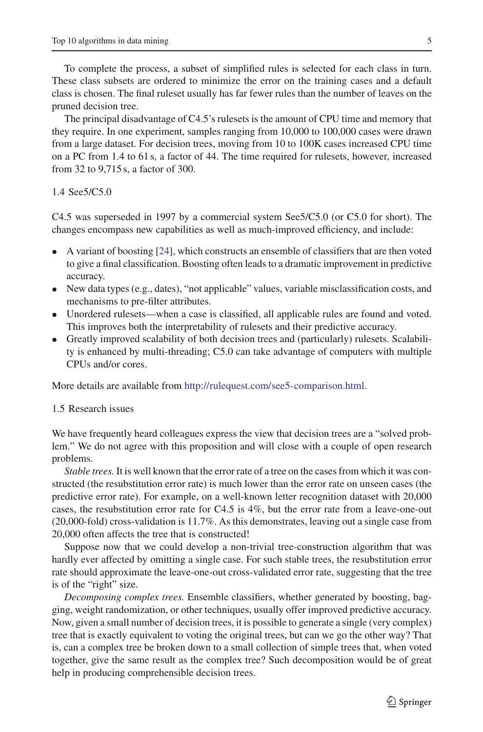To complete the process, a subset of simplified rules is selected for each class in turn. These class subsets are ordered to minimize the error on the training cases and a default class is chosen. The final ruleset usually has far fewer rules than the number of leaves on the pruned decision tree.

The principal disadvantage of C4.5's rulesets is the amount of CPU time and memory that they require. In one experiment, samples ranging from 10,000 to 100,000 cases were drawn from a large dataset. For decision trees, moving from 10 to 100K cases increased CPU time on a PC from 1.4 to 61 s, a factor of 44. The time required for rulesets, however, increased from 32 to 9,715 s, a factor of 300.

### 1.4 See5/C5.0

C4.5 was superseded in 1997 by a commercial system See5/C5.0 (or C5.0 for short). The changes encompass new capabilities as well as much-improved efficiency, and include:

- A variant of boosting [24], which constructs an ensemble of classifiers that are then voted to give a final classification. Boosting often leads to a dramatic improvement in predictive accuracy.
- New data types (e.g., dates), "not applicable" values, variable misclassification costs, and mechanisms to pre-filter attributes.
- Unordered rulesets—when a case is classified, all applicable rules are found and voted. This improves both the interpretability of rulesets and their predictive accuracy.
- Greatly improved scalability of both decision trees and (particularly) rulesets. Scalability is enhanced by multi-threading; C5.0 can take advantage of computers with multiple CPUs and/or cores.

More details are available from http://rulequest.com/see5-comparison.html.

### 1.5 Research issues

We have frequently heard colleagues express the view that decision trees are a "solved problem." We do not agree with this proposition and will close with a couple of open research problems.

*Stable trees.* It is well known that the error rate of a tree on the cases from which it was constructed (the resubstitution error rate) is much lower than the error rate on unseen cases (the predictive error rate). For example, on a well-known letter recognition dataset with 20,000 cases, the resubstitution error rate for C4.5 is 4%, but the error rate from a leave-one-out (20,000-fold) cross-validation is 11.7%. As this demonstrates, leaving out a single case from 20,000 often affects the tree that is constructed!

Suppose now that we could develop a non-trivial tree-construction algorithm that was hardly ever affected by omitting a single case. For such stable trees, the resubstitution error rate should approximate the leave-one-out cross-validated error rate, suggesting that the tree is of the "right" size.

*Decomposing complex trees.* Ensemble classifiers, whether generated by boosting, bagging, weight randomization, or other techniques, usually offer improved predictive accuracy. Now, given a small number of decision trees, it is possible to generate a single (very complex) tree that is exactly equivalent to voting the original trees, but can we go the other way? That is, can a complex tree be broken down to a small collection of simple trees that, when voted together, give the same result as the complex tree? Such decomposition would be of great help in producing comprehensible decision trees.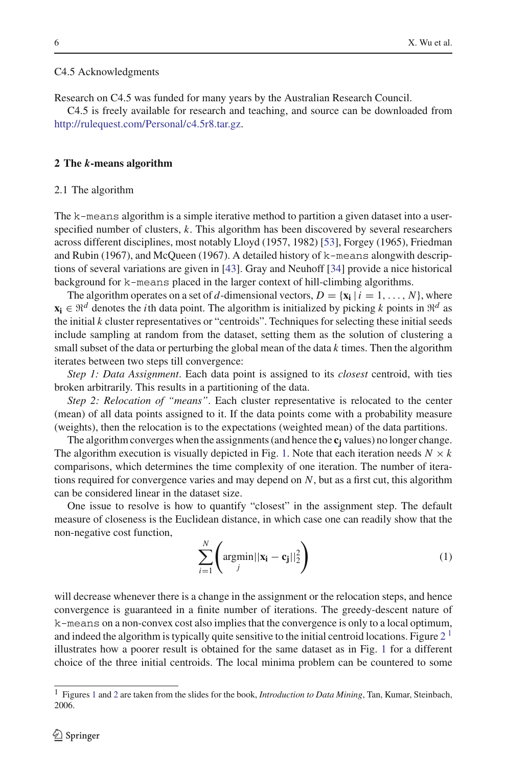C4.5 Acknowledgments

Research on C4.5 was funded for many years by the Australian Research Council.

C4.5 is freely available for research and teaching, and source can be downloaded from http://rulequest.com/Personal/c4.5r8.tar.gz.

## 2 The *k*-means algorithm

### 2.1 The algorithm

The `k-means` algorithm is a simple iterative method to partition a given dataset into a user-specified number of clusters, $k$. This algorithm has been discovered by several researchers across different disciplines, most notably Lloyd (1957, 1982) [53], Forgey (1965), Friedman and Rubin (1967), and McQueen (1967). A detailed history of `k-means` alongwith descriptions of several variations are given in [43]. Gray and Neuhoff [34] provide a nice historical background for `k-means` placed in the larger context of hill-climbing algorithms.

The algorithm operates on a set of $d$-dimensional vectors, $D = \{\mathbf{x_i} \mid i = 1, \ldots, N\}$, where $\mathbf{x_i} \in \Re^d$ denotes the $i$th data point. The algorithm is initialized by picking $k$ points in $\Re^d$ as the initial $k$ cluster representatives or "centroids". Techniques for selecting these initial seeds include sampling at random from the dataset, setting them as the solution of clustering a small subset of the data or perturbing the global mean of the data $k$ times. Then the algorithm iterates between two steps till convergence:

*Step 1: Data Assignment*. Each data point is assigned to its *closest* centroid, with ties broken arbitrarily. This results in a partitioning of the data.

*Step 2: Relocation of "means"*. Each cluster representative is relocated to the center (mean) of all data points assigned to it. If the data points come with a probability measure (weights), then the relocation is to the expectations (weighted mean) of the data partitions.

The algorithm converges when the assignments (and hence the $\mathbf{c_j}$ values) no longer change. The algorithm execution is visually depicted in Fig. 1. Note that each iteration needs $N \times k$ comparisons, which determines the time complexity of one iteration. The number of iterations required for convergence varies and may depend on $N$, but as a first cut, this algorithm can be considered linear in the dataset size.

One issue to resolve is how to quantify "closest" in the assignment step. The default measure of closeness is the Euclidean distance, in which case one can readily show that the non-negative cost function,

$$\sum_{i=1}^{N} \left( \underset{j}{\operatorname{argmin}} ||\mathbf{x_i} - \mathbf{c_j}||_2^2 \right) \tag{1}$$

will decrease whenever there is a change in the assignment or the relocation steps, and hence convergence is guaranteed in a finite number of iterations. The greedy-descent nature of `k-means` on a non-convex cost also implies that the convergence is only to a local optimum, and indeed the algorithm is typically quite sensitive to the initial centroid locations. Figure 2 [1] illustrates how a poorer result is obtained for the same dataset as in Fig. 1 for a different choice of the three initial centroids. The local minima problem can be countered to some

[1] Figures 1 and 2 are taken from the slides for the book, *Introduction to Data Mining*, Tan, Kumar, Steinbach, 2006.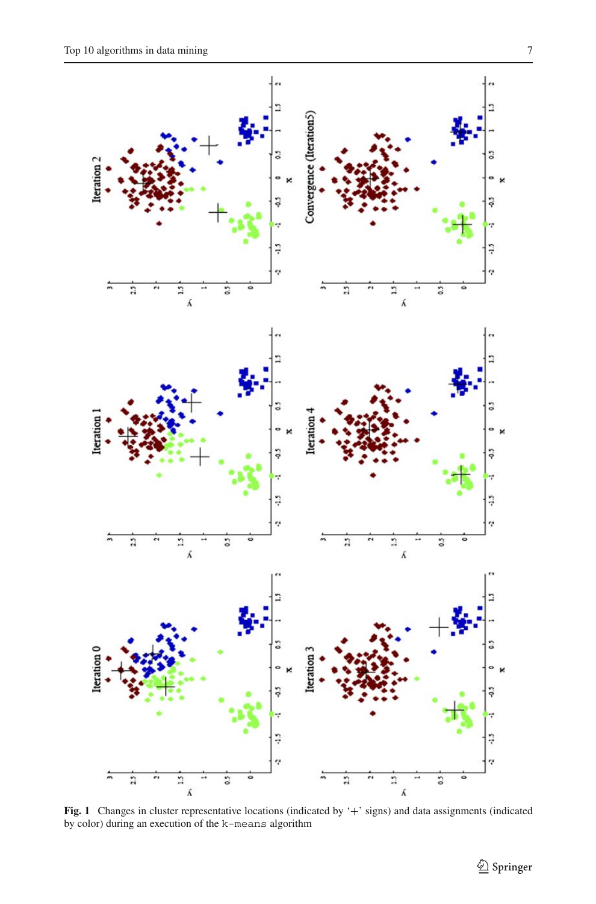**Fig. 1** Changes in cluster representative locations (indicated by '+' signs) and data assignments (indicated by color) during an execution of the `k-means` algorithm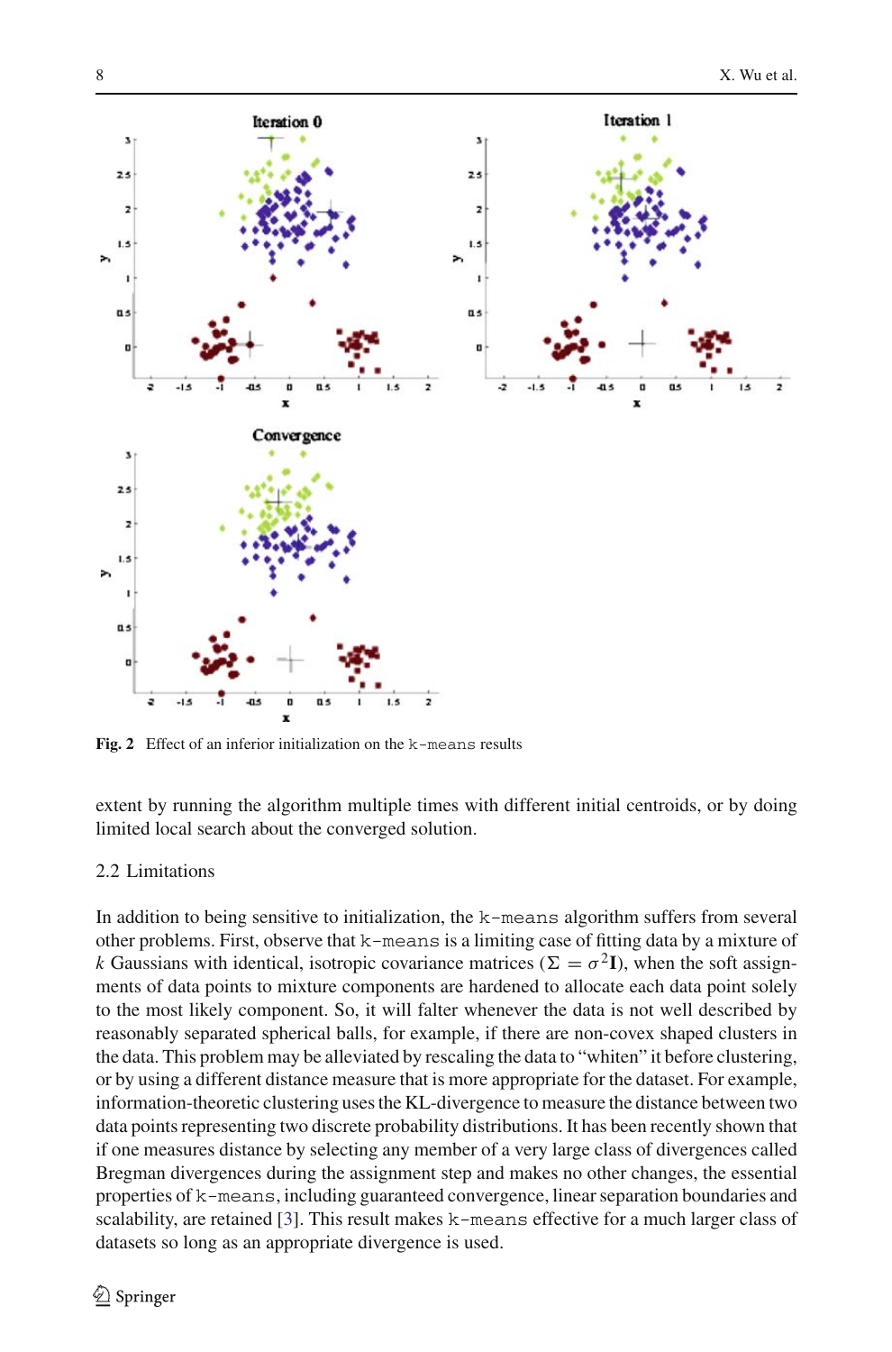Fig. 2 Effect of an inferior initialization on the `k-means` results

extent by running the algorithm multiple times with different initial centroids, or by doing limited local search about the converged solution.

## 2.2 Limitations

In addition to being sensitive to initialization, the `k-means` algorithm suffers from several other problems. First, observe that `k-means` is a limiting case of fitting data by a mixture of $k$ Gaussians with identical, isotropic covariance matrices ($\Sigma = \sigma^2\mathbf{I}$), when the soft assignments of data points to mixture components are hardened to allocate each data point solely to the most likely component. So, it will falter whenever the data is not well described by reasonably separated spherical balls, for example, if there are non-covex shaped clusters in the data. This problem may be alleviated by rescaling the data to "whiten" it before clustering, or by using a different distance measure that is more appropriate for the dataset. For example, information-theoretic clustering uses the KL-divergence to measure the distance between two data points representing two discrete probability distributions. It has been recently shown that if one measures distance by selecting any member of a very large class of divergences called Bregman divergences during the assignment step and makes no other changes, the essential properties of `k-means`, including guaranteed convergence, linear separation boundaries and scalability, are retained [3]. This result makes `k-means` effective for a much larger class of datasets so long as an appropriate divergence is used.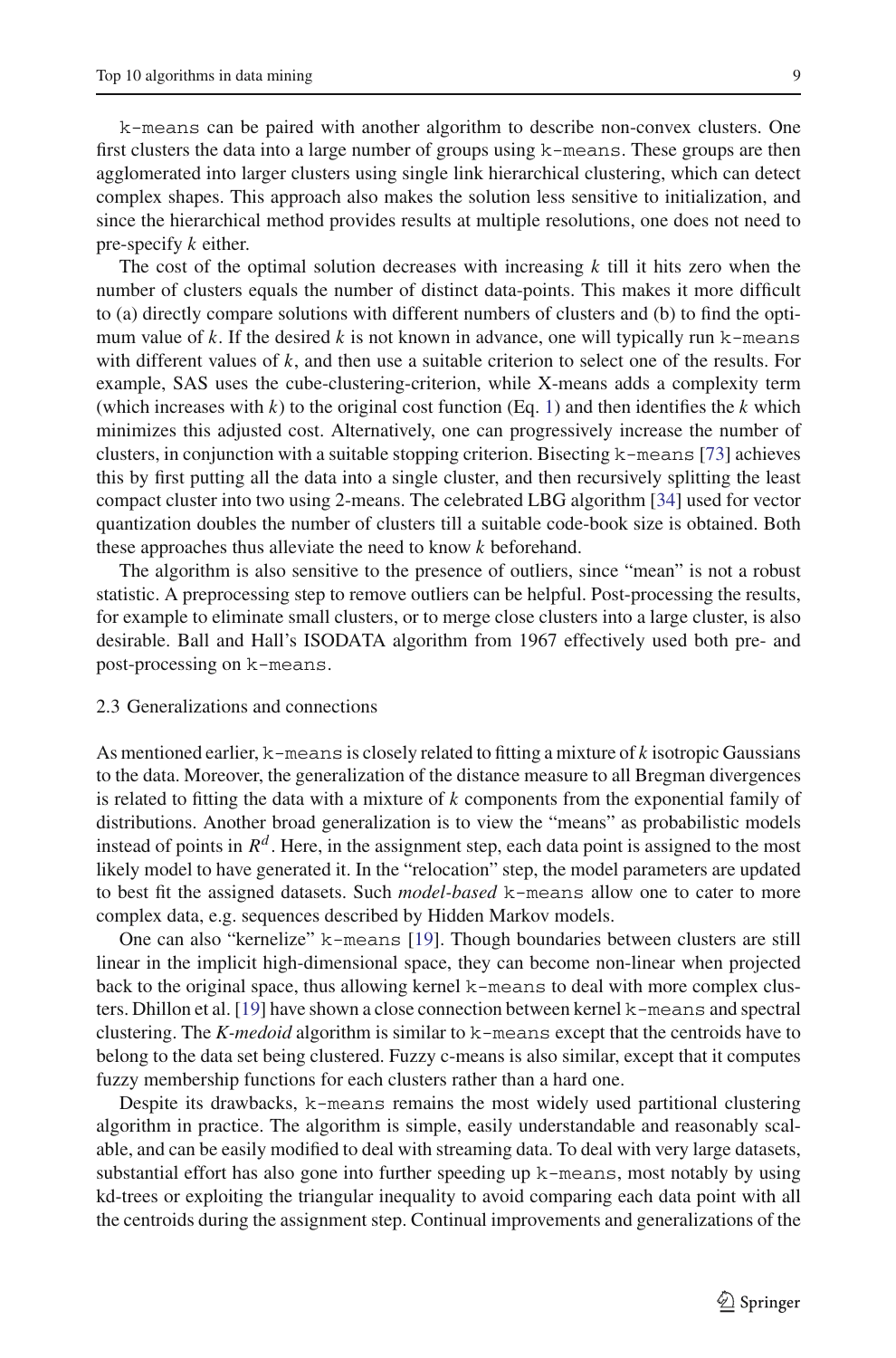k-means can be paired with another algorithm to describe non-convex clusters. One first clusters the data into a large number of groups using k-means. These groups are then agglomerated into larger clusters using single link hierarchical clustering, which can detect complex shapes. This approach also makes the solution less sensitive to initialization, and since the hierarchical method provides results at multiple resolutions, one does not need to pre-specify $k$ either.

The cost of the optimal solution decreases with increasing $k$ till it hits zero when the number of clusters equals the number of distinct data-points. This makes it more difficult to (a) directly compare solutions with different numbers of clusters and (b) to find the optimum value of $k$. If the desired $k$ is not known in advance, one will typically run k-means with different values of $k$, and then use a suitable criterion to select one of the results. For example, SAS uses the cube-clustering-criterion, while X-means adds a complexity term (which increases with $k$) to the original cost function (Eq. 1) and then identifies the $k$ which minimizes this adjusted cost. Alternatively, one can progressively increase the number of clusters, in conjunction with a suitable stopping criterion. Bisecting k-means [73] achieves this by first putting all the data into a single cluster, and then recursively splitting the least compact cluster into two using 2-means. The celebrated LBG algorithm [34] used for vector quantization doubles the number of clusters till a suitable code-book size is obtained. Both these approaches thus alleviate the need to know $k$ beforehand.

The algorithm is also sensitive to the presence of outliers, since "mean" is not a robust statistic. A preprocessing step to remove outliers can be helpful. Post-processing the results, for example to eliminate small clusters, or to merge close clusters into a large cluster, is also desirable. Ball and Hall's ISODATA algorithm from 1967 effectively used both pre- and post-processing on k-means.

### 2.3 Generalizations and connections

As mentioned earlier, k-means is closely related to fitting a mixture of $k$ isotropic Gaussians to the data. Moreover, the generalization of the distance measure to all Bregman divergences is related to fitting the data with a mixture of $k$ components from the exponential family of distributions. Another broad generalization is to view the "means" as probabilistic models instead of points in $R^d$. Here, in the assignment step, each data point is assigned to the most likely model to have generated it. In the "relocation" step, the model parameters are updated to best fit the assigned datasets. Such *model-based* k-means allow one to cater to more complex data, e.g. sequences described by Hidden Markov models.

One can also "kernelize" k-means [19]. Though boundaries between clusters are still linear in the implicit high-dimensional space, they can become non-linear when projected back to the original space, thus allowing kernel k-means to deal with more complex clusters. Dhillon et al. [19] have shown a close connection between kernel k-means and spectral clustering. The *K-medoid* algorithm is similar to k-means except that the centroids have to belong to the data set being clustered. Fuzzy c-means is also similar, except that it computes fuzzy membership functions for each clusters rather than a hard one.

Despite its drawbacks, k-means remains the most widely used partitional clustering algorithm in practice. The algorithm is simple, easily understandable and reasonably scalable, and can be easily modified to deal with streaming data. To deal with very large datasets, substantial effort has also gone into further speeding up k-means, most notably by using kd-trees or exploiting the triangular inequality to avoid comparing each data point with all the centroids during the assignment step. Continual improvements and generalizations of the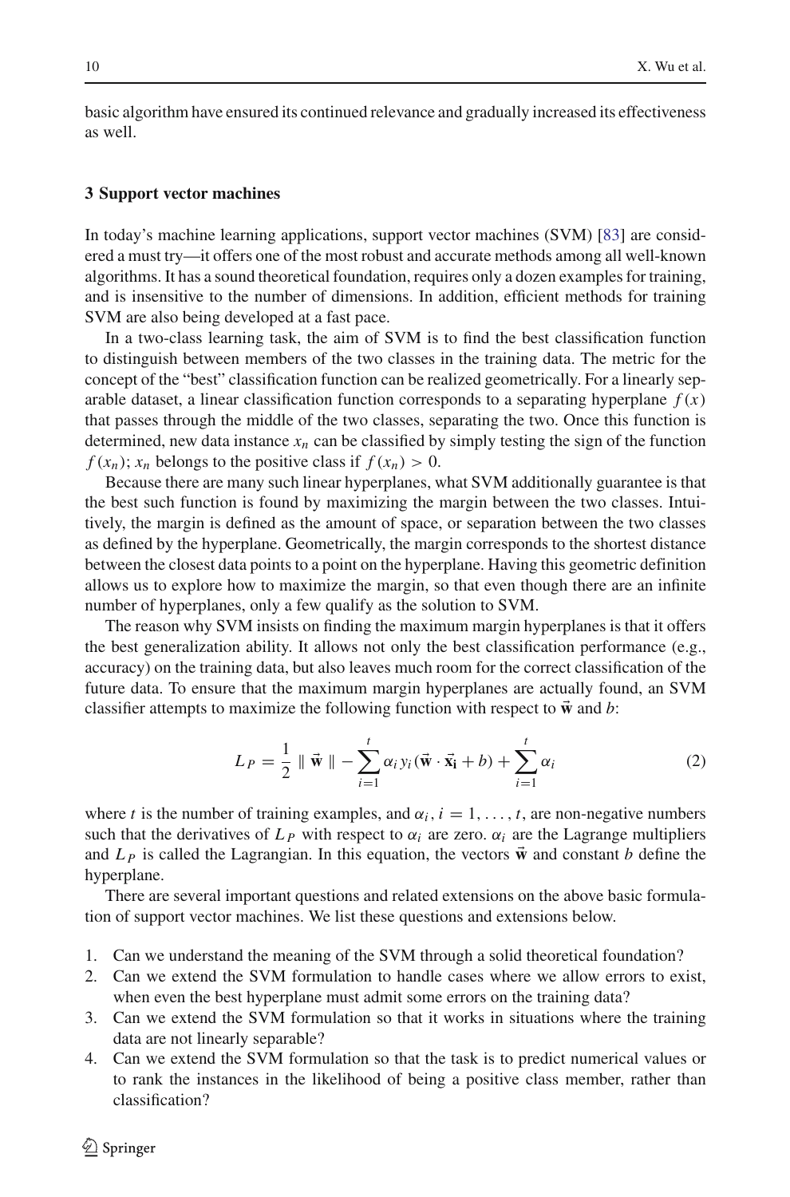basic algorithm have ensured its continued relevance and gradually increased its effectiveness as well.

## 3 Support vector machines

In today's machine learning applications, support vector machines (SVM) [83] are considered a must try—it offers one of the most robust and accurate methods among all well-known algorithms. It has a sound theoretical foundation, requires only a dozen examples for training, and is insensitive to the number of dimensions. In addition, efficient methods for training SVM are also being developed at a fast pace.

In a two-class learning task, the aim of SVM is to find the best classification function to distinguish between members of the two classes in the training data. The metric for the concept of the "best" classification function can be realized geometrically. For a linearly separable dataset, a linear classification function corresponds to a separating hyperplane $f(x)$ that passes through the middle of the two classes, separating the two. Once this function is determined, new data instance $x_n$ can be classified by simply testing the sign of the function $f(x_n)$; $x_n$ belongs to the positive class if $f(x_n) > 0$.

Because there are many such linear hyperplanes, what SVM additionally guarantee is that the best such function is found by maximizing the margin between the two classes. Intuitively, the margin is defined as the amount of space, or separation between the two classes as defined by the hyperplane. Geometrically, the margin corresponds to the shortest distance between the closest data points to a point on the hyperplane. Having this geometric definition allows us to explore how to maximize the margin, so that even though there are an infinite number of hyperplanes, only a few qualify as the solution to SVM.

The reason why SVM insists on finding the maximum margin hyperplanes is that it offers the best generalization ability. It allows not only the best classification performance (e.g., accuracy) on the training data, but also leaves much room for the correct classification of the future data. To ensure that the maximum margin hyperplanes are actually found, an SVM classifier attempts to maximize the following function with respect to $\vec{\mathbf{w}}$ and $b$:

$$L_P = \frac{1}{2} \parallel \vec{\mathbf{w}} \parallel - \sum_{i=1}^{t} \alpha_i y_i (\vec{\mathbf{w}} \cdot \vec{\mathbf{x}}_\mathbf{i} + b) + \sum_{i=1}^{t} \alpha_i \tag{2}$$

where $t$ is the number of training examples, and $\alpha_i$, $i = 1, \ldots, t$, are non-negative numbers such that the derivatives of $L_P$ with respect to $\alpha_i$ are zero. $\alpha_i$ are the Lagrange multipliers and $L_P$ is called the Lagrangian. In this equation, the vectors $\vec{\mathbf{w}}$ and constant $b$ define the hyperplane.

There are several important questions and related extensions on the above basic formulation of support vector machines. We list these questions and extensions below.

1. Can we understand the meaning of the SVM through a solid theoretical foundation?
2. Can we extend the SVM formulation to handle cases where we allow errors to exist, when even the best hyperplane must admit some errors on the training data?
3. Can we extend the SVM formulation so that it works in situations where the training data are not linearly separable?
4. Can we extend the SVM formulation so that the task is to predict numerical values or to rank the instances in the likelihood of being a positive class member, rather than classification?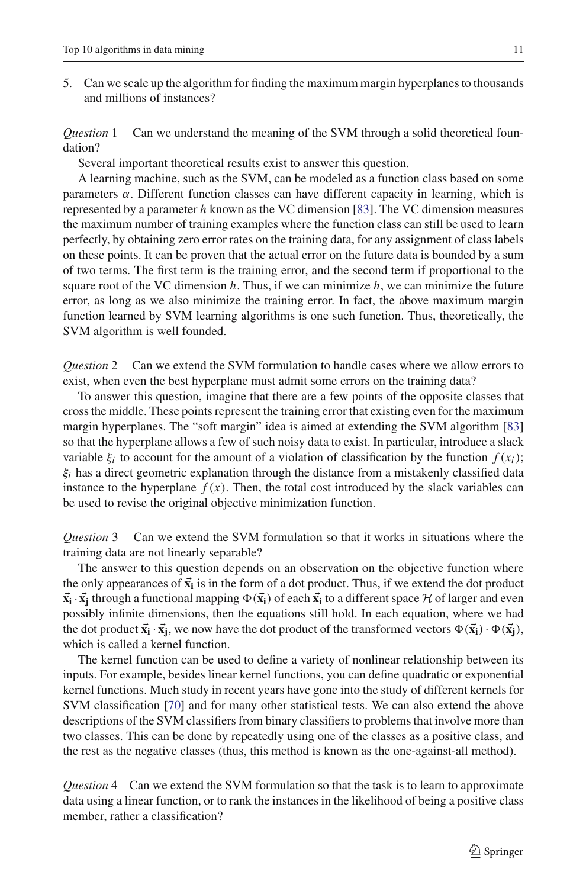5. Can we scale up the algorithm for finding the maximum margin hyperplanes to thousands and millions of instances?

*Question* 1 Can we understand the meaning of the SVM through a solid theoretical foundation?

Several important theoretical results exist to answer this question.

A learning machine, such as the SVM, can be modeled as a function class based on some parameters $\alpha$. Different function classes can have different capacity in learning, which is represented by a parameter $h$ known as the VC dimension [83]. The VC dimension measures the maximum number of training examples where the function class can still be used to learn perfectly, by obtaining zero error rates on the training data, for any assignment of class labels on these points. It can be proven that the actual error on the future data is bounded by a sum of two terms. The first term is the training error, and the second term if proportional to the square root of the VC dimension $h$. Thus, if we can minimize $h$, we can minimize the future error, as long as we also minimize the training error. In fact, the above maximum margin function learned by SVM learning algorithms is one such function. Thus, theoretically, the SVM algorithm is well founded.

*Question* 2 Can we extend the SVM formulation to handle cases where we allow errors to exist, when even the best hyperplane must admit some errors on the training data?

To answer this question, imagine that there are a few points of the opposite classes that cross the middle. These points represent the training error that existing even for the maximum margin hyperplanes. The "soft margin" idea is aimed at extending the SVM algorithm [83] so that the hyperplane allows a few of such noisy data to exist. In particular, introduce a slack variable $\xi_i$ to account for the amount of a violation of classification by the function $f(x_i)$; $\xi_i$ has a direct geometric explanation through the distance from a mistakenly classified data instance to the hyperplane $f(x)$. Then, the total cost introduced by the slack variables can be used to revise the original objective minimization function.

*Question* 3 Can we extend the SVM formulation so that it works in situations where the training data are not linearly separable?

The answer to this question depends on an observation on the objective function where the only appearances of $\vec{\mathbf{x}}_\mathbf{i}$ is in the form of a dot product. Thus, if we extend the dot product $\vec{\mathbf{x}}_\mathbf{i} \cdot \vec{\mathbf{x}}_\mathbf{j}$ through a functional mapping $\Phi(\vec{\mathbf{x}}_\mathbf{i})$ of each $\vec{\mathbf{x}}_\mathbf{i}$ to a different space $\mathcal{H}$ of larger and even possibly infinite dimensions, then the equations still hold. In each equation, where we had the dot product $\vec{\mathbf{x}}_\mathbf{i} \cdot \vec{\mathbf{x}}_\mathbf{j}$, we now have the dot product of the transformed vectors $\Phi(\vec{\mathbf{x}}_\mathbf{i}) \cdot \Phi(\vec{\mathbf{x}}_\mathbf{j})$, which is called a kernel function.

The kernel function can be used to define a variety of nonlinear relationship between its inputs. For example, besides linear kernel functions, you can define quadratic or exponential kernel functions. Much study in recent years have gone into the study of different kernels for SVM classification [70] and for many other statistical tests. We can also extend the above descriptions of the SVM classifiers from binary classifiers to problems that involve more than two classes. This can be done by repeatedly using one of the classes as a positive class, and the rest as the negative classes (thus, this method is known as the one-against-all method).

*Question* 4 Can we extend the SVM formulation so that the task is to learn to approximate data using a linear function, or to rank the instances in the likelihood of being a positive class member, rather a classification?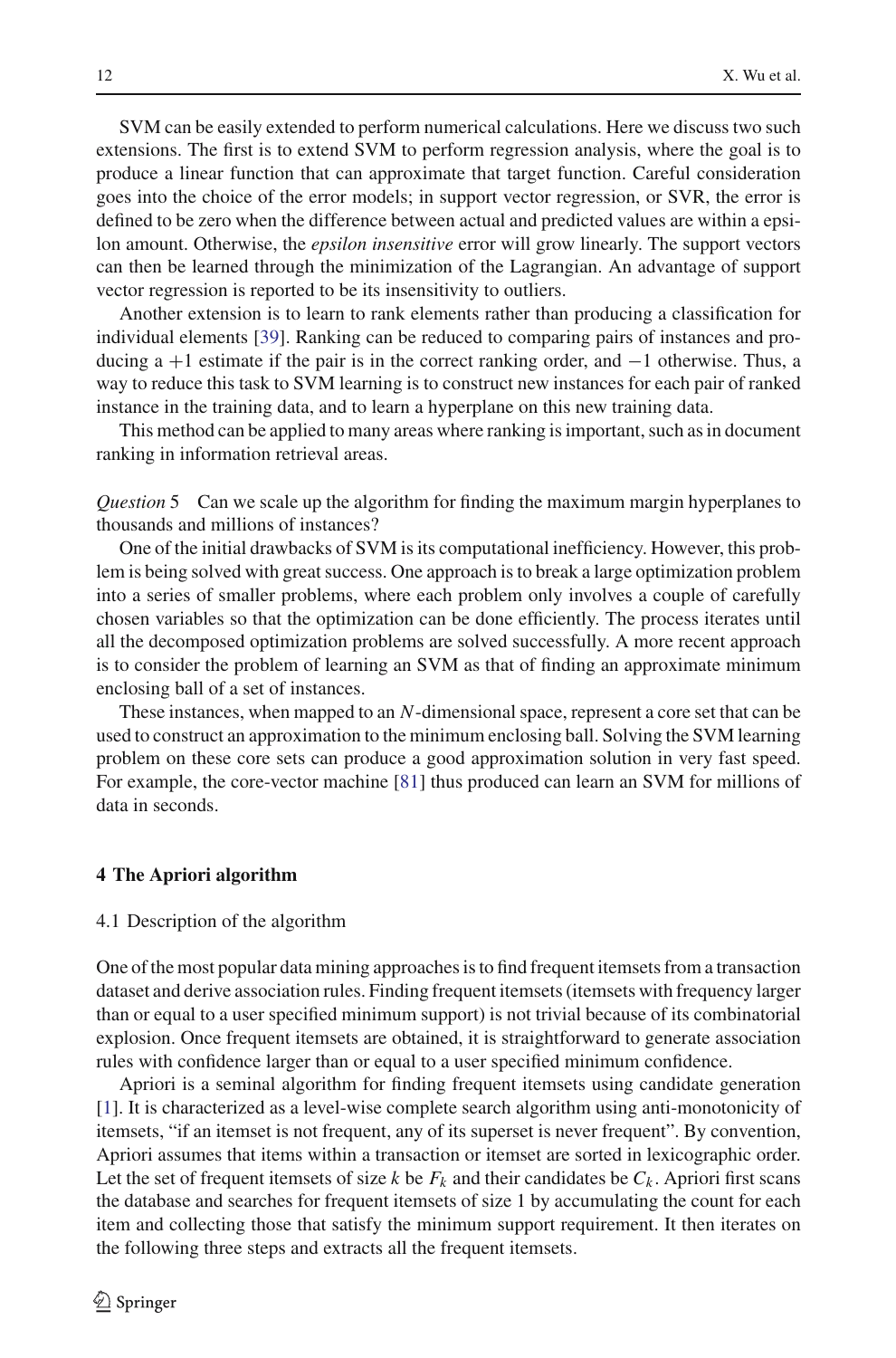SVM can be easily extended to perform numerical calculations. Here we discuss two such extensions. The first is to extend SVM to perform regression analysis, where the goal is to produce a linear function that can approximate that target function. Careful consideration goes into the choice of the error models; in support vector regression, or SVR, the error is defined to be zero when the difference between actual and predicted values are within a epsilon amount. Otherwise, the *epsilon insensitive* error will grow linearly. The support vectors can then be learned through the minimization of the Lagrangian. An advantage of support vector regression is reported to be its insensitivity to outliers.

Another extension is to learn to rank elements rather than producing a classification for individual elements [39]. Ranking can be reduced to comparing pairs of instances and producing a $+1$ estimate if the pair is in the correct ranking order, and $-1$ otherwise. Thus, a way to reduce this task to SVM learning is to construct new instances for each pair of ranked instance in the training data, and to learn a hyperplane on this new training data.

This method can be applied to many areas where ranking is important, such as in document ranking in information retrieval areas.

*Question* 5 Can we scale up the algorithm for finding the maximum margin hyperplanes to thousands and millions of instances?

One of the initial drawbacks of SVM is its computational inefficiency. However, this problem is being solved with great success. One approach is to break a large optimization problem into a series of smaller problems, where each problem only involves a couple of carefully chosen variables so that the optimization can be done efficiently. The process iterates until all the decomposed optimization problems are solved successfully. A more recent approach is to consider the problem of learning an SVM as that of finding an approximate minimum enclosing ball of a set of instances.

These instances, when mapped to an $N$-dimensional space, represent a core set that can be used to construct an approximation to the minimum enclosing ball. Solving the SVM learning problem on these core sets can produce a good approximation solution in very fast speed. For example, the core-vector machine [81] thus produced can learn an SVM for millions of data in seconds.

## 4 The Apriori algorithm

### 4.1 Description of the algorithm

One of the most popular data mining approaches is to find frequent itemsets from a transaction dataset and derive association rules. Finding frequent itemsets (itemsets with frequency larger than or equal to a user specified minimum support) is not trivial because of its combinatorial explosion. Once frequent itemsets are obtained, it is straightforward to generate association rules with confidence larger than or equal to a user specified minimum confidence.

Apriori is a seminal algorithm for finding frequent itemsets using candidate generation [1]. It is characterized as a level-wise complete search algorithm using anti-monotonicity of itemsets, "if an itemset is not frequent, any of its superset is never frequent". By convention, Apriori assumes that items within a transaction or itemset are sorted in lexicographic order. Let the set of frequent itemsets of size $k$ be $F_k$ and their candidates be $C_k$. Apriori first scans the database and searches for frequent itemsets of size 1 by accumulating the count for each item and collecting those that satisfy the minimum support requirement. It then iterates on the following three steps and extracts all the frequent itemsets.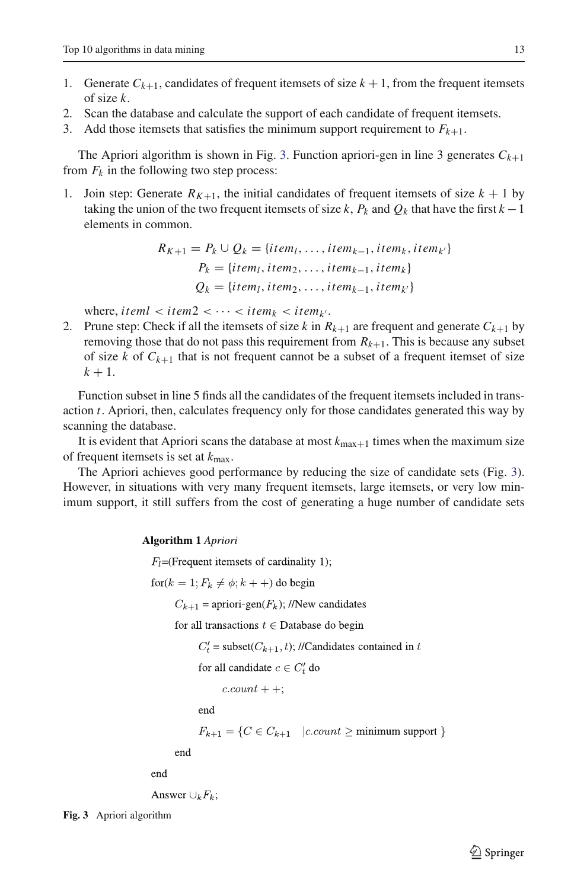1. Generate $C_{k+1}$, candidates of frequent itemsets of size $k+1$, from the frequent itemsets of size $k$.
2. Scan the database and calculate the support of each candidate of frequent itemsets.
3. Add those itemsets that satisfies the minimum support requirement to $F_{k+1}$.

The Apriori algorithm is shown in Fig. 3. Function apriori-gen in line 3 generates $C_{k+1}$ from $F_k$ in the following two step process:

1. Join step: Generate $R_{K+1}$, the initial candidates of frequent itemsets of size $k+1$ by taking the union of the two frequent itemsets of size $k$, $P_k$ and $Q_k$ that have the first $k-1$ elements in common.

$$R_{K+1} = P_k \cup Q_k = \{item_l, \ldots, item_{k-1}, item_k, item_{k'}\}$$
$$P_k = \{item_l, item_2, \ldots, item_{k-1}, item_k\}$$
$$Q_k = \{item_l, item_2, \ldots, item_{k-1}, item_{k'}\}$$

   where, $iteml < item2 < \cdots < item_k < item_{k'}$.

2. Prune step: Check if all the itemsets of size $k$ in $R_{k+1}$ are frequent and generate $C_{k+1}$ by removing those that do not pass this requirement from $R_{k+1}$. This is because any subset of size $k$ of $C_{k+1}$ that is not frequent cannot be a subset of a frequent itemset of size $k+1$.

Function subset in line 5 finds all the candidates of the frequent itemsets included in transaction $t$. Apriori, then, calculates frequency only for those candidates generated this way by scanning the database.

It is evident that Apriori scans the database at most $k_{\max+1}$ times when the maximum size of frequent itemsets is set at $k_{\max}$.

The Apriori achieves good performance by reducing the size of candidate sets (Fig. 3). However, in situations with very many frequent itemsets, large itemsets, or very low minimum support, it still suffers from the cost of generating a huge number of candidate sets

**Algorithm 1** *Apriori*

```
F_l=(Frequent itemsets of cardinality 1);
for(k = 1; F_k ≠ φ; k++) do begin
    C_{k+1} = apriori-gen(F_k); //New candidates
    for all transactions t ∈ Database do begin
        C'_t = subset(C_{k+1}, t); //Candidates contained in t
        for all candidate c ∈ C'_t do
            c.count++;
        end
        F_{k+1} = {C ∈ C_{k+1} | c.count ≥ minimum support }
    end
end
Answer ∪_k F_k;
```

**Fig. 3** Apriori algorithm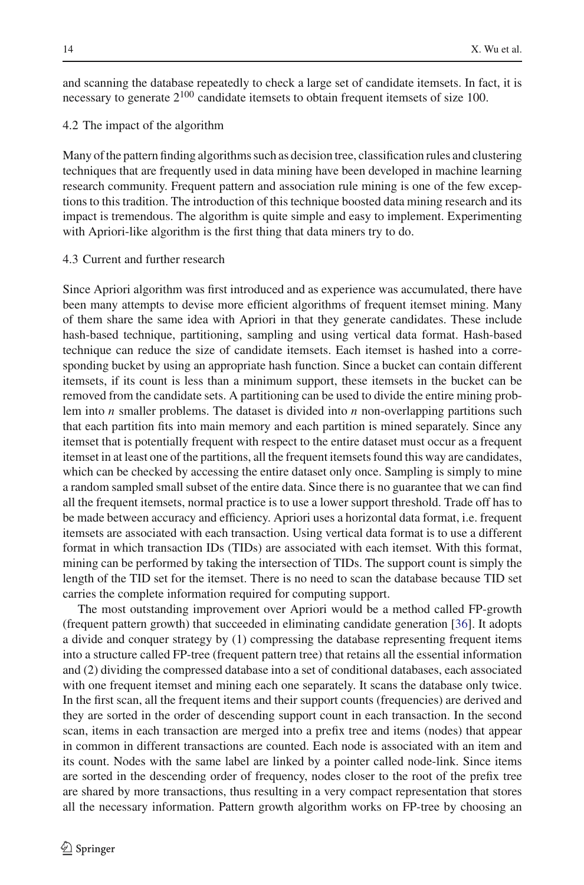and scanning the database repeatedly to check a large set of candidate itemsets. In fact, it is necessary to generate $2^{100}$ candidate itemsets to obtain frequent itemsets of size 100.

### 4.2 The impact of the algorithm

Many of the pattern finding algorithms such as decision tree, classification rules and clustering techniques that are frequently used in data mining have been developed in machine learning research community. Frequent pattern and association rule mining is one of the few exceptions to this tradition. The introduction of this technique boosted data mining research and its impact is tremendous. The algorithm is quite simple and easy to implement. Experimenting with Apriori-like algorithm is the first thing that data miners try to do.

### 4.3 Current and further research

Since Apriori algorithm was first introduced and as experience was accumulated, there have been many attempts to devise more efficient algorithms of frequent itemset mining. Many of them share the same idea with Apriori in that they generate candidates. These include hash-based technique, partitioning, sampling and using vertical data format. Hash-based technique can reduce the size of candidate itemsets. Each itemset is hashed into a corresponding bucket by using an appropriate hash function. Since a bucket can contain different itemsets, if its count is less than a minimum support, these itemsets in the bucket can be removed from the candidate sets. A partitioning can be used to divide the entire mining problem into $n$ smaller problems. The dataset is divided into $n$ non-overlapping partitions such that each partition fits into main memory and each partition is mined separately. Since any itemset that is potentially frequent with respect to the entire dataset must occur as a frequent itemset in at least one of the partitions, all the frequent itemsets found this way are candidates, which can be checked by accessing the entire dataset only once. Sampling is simply to mine a random sampled small subset of the entire data. Since there is no guarantee that we can find all the frequent itemsets, normal practice is to use a lower support threshold. Trade off has to be made between accuracy and efficiency. Apriori uses a horizontal data format, i.e. frequent itemsets are associated with each transaction. Using vertical data format is to use a different format in which transaction IDs (TIDs) are associated with each itemset. With this format, mining can be performed by taking the intersection of TIDs. The support count is simply the length of the TID set for the itemset. There is no need to scan the database because TID set carries the complete information required for computing support.

The most outstanding improvement over Apriori would be a method called FP-growth (frequent pattern growth) that succeeded in eliminating candidate generation [36]. It adopts a divide and conquer strategy by (1) compressing the database representing frequent items into a structure called FP-tree (frequent pattern tree) that retains all the essential information and (2) dividing the compressed database into a set of conditional databases, each associated with one frequent itemset and mining each one separately. It scans the database only twice. In the first scan, all the frequent items and their support counts (frequencies) are derived and they are sorted in the order of descending support count in each transaction. In the second scan, items in each transaction are merged into a prefix tree and items (nodes) that appear in common in different transactions are counted. Each node is associated with an item and its count. Nodes with the same label are linked by a pointer called node-link. Since items are sorted in the descending order of frequency, nodes closer to the root of the prefix tree are shared by more transactions, thus resulting in a very compact representation that stores all the necessary information. Pattern growth algorithm works on FP-tree by choosing an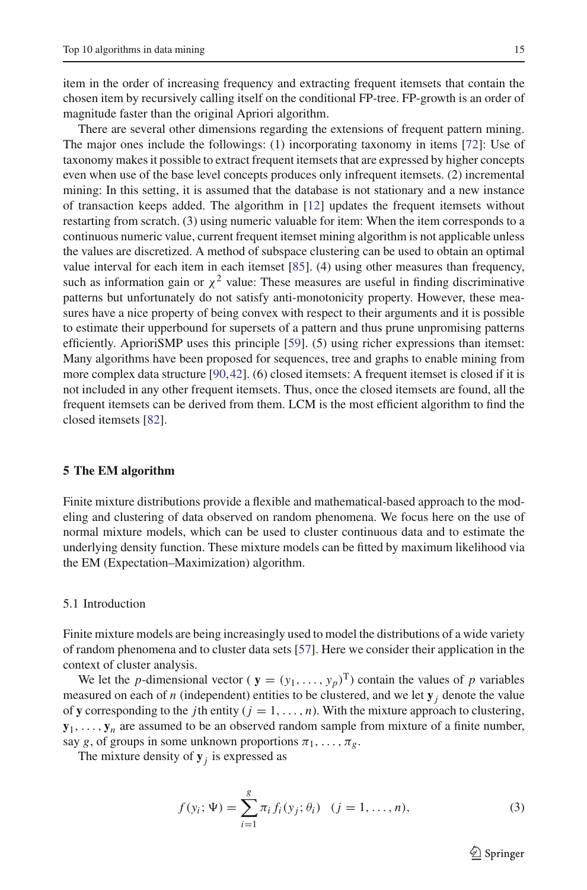item in the order of increasing frequency and extracting frequent itemsets that contain the chosen item by recursively calling itself on the conditional FP-tree. FP-growth is an order of magnitude faster than the original Apriori algorithm.

There are several other dimensions regarding the extensions of frequent pattern mining. The major ones include the followings: (1) incorporating taxonomy in items [72]: Use of taxonomy makes it possible to extract frequent itemsets that are expressed by higher concepts even when use of the base level concepts produces only infrequent itemsets. (2) incremental mining: In this setting, it is assumed that the database is not stationary and a new instance of transaction keeps added. The algorithm in [12] updates the frequent itemsets without restarting from scratch. (3) using numeric valuable for item: When the item corresponds to a continuous numeric value, current frequent itemset mining algorithm is not applicable unless the values are discretized. A method of subspace clustering can be used to obtain an optimal value interval for each item in each itemset [85]. (4) using other measures than frequency, such as information gain or $\chi^2$ value: These measures are useful in finding discriminative patterns but unfortunately do not satisfy anti-monotonicity property. However, these measures have a nice property of being convex with respect to their arguments and it is possible to estimate their upperbound for supersets of a pattern and thus prune unpromising patterns efficiently. AprioriSMP uses this principle [59]. (5) using richer expressions than itemset: Many algorithms have been proposed for sequences, tree and graphs to enable mining from more complex data structure [90,42]. (6) closed itemsets: A frequent itemset is closed if it is not included in any other frequent itemsets. Thus, once the closed itemsets are found, all the frequent itemsets can be derived from them. LCM is the most efficient algorithm to find the closed itemsets [82].

## 5 The EM algorithm

Finite mixture distributions provide a flexible and mathematical-based approach to the modeling and clustering of data observed on random phenomena. We focus here on the use of normal mixture models, which can be used to cluster continuous data and to estimate the underlying density function. These mixture models can be fitted by maximum likelihood via the EM (Expectation–Maximization) algorithm.

### 5.1 Introduction

Finite mixture models are being increasingly used to model the distributions of a wide variety of random phenomena and to cluster data sets [57]. Here we consider their application in the context of cluster analysis.

We let the $p$-dimensional vector ( $\mathbf{y} = (y_1, \ldots, y_p)^{\mathrm{T}}$) contain the values of $p$ variables measured on each of $n$ (independent) entities to be clustered, and we let $\mathbf{y}_j$ denote the value of $\mathbf{y}$ corresponding to the $j$th entity ($j = 1, \ldots, n$). With the mixture approach to clustering, $\mathbf{y}_1, \ldots, \mathbf{y}_n$ are assumed to be an observed random sample from mixture of a finite number, say $g$, of groups in some unknown proportions $\pi_1, \ldots, \pi_g$.

The mixture density of $\mathbf{y}_j$ is expressed as

$$f(y_i; \Psi) = \sum_{i=1}^{g} \pi_i f_i(y_j; \theta_i) \quad (j = 1, \ldots, n), \tag{3}$$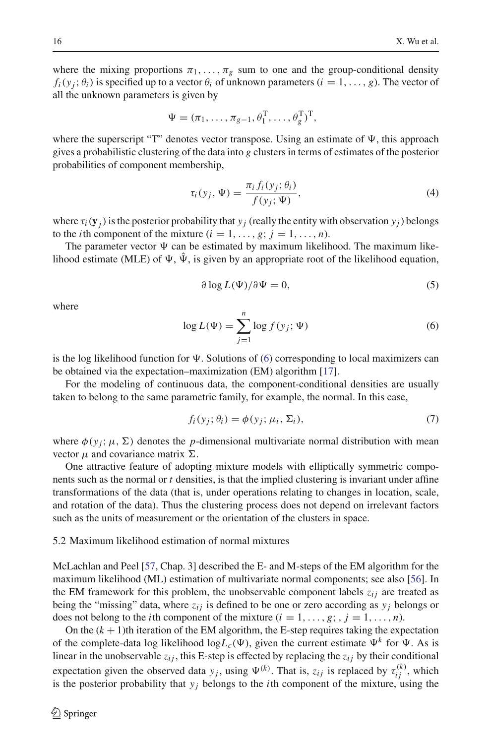where the mixing proportions $\pi_1, \ldots, \pi_g$ sum to one and the group-conditional density $f_i(y_j; \theta_i)$ is specified up to a vector $\theta_i$ of unknown parameters ($i = 1, \ldots, g$). The vector of all the unknown parameters is given by

$$\Psi = (\pi_1, \ldots, \pi_{g-1}, \theta_1^{\mathrm{T}}, \ldots, \theta_g^{\mathrm{T}})^{\mathrm{T}},$$

where the superscript "T" denotes vector transpose. Using an estimate of $\Psi$, this approach gives a probabilistic clustering of the data into $g$ clusters in terms of estimates of the posterior probabilities of component membership,

$$\tau_i(y_j, \Psi) = \frac{\pi_i f_i(y_j; \theta_i)}{f(y_j; \Psi)}, \tag{4}$$

where $\tau_i(\mathbf{y}_j)$ is the posterior probability that $y_j$ (really the entity with observation $y_j$) belongs to the $i$th component of the mixture ($i = 1, \ldots, g$; $j = 1, \ldots, n$).

The parameter vector $\Psi$ can be estimated by maximum likelihood. The maximum likelihood estimate (MLE) of $\Psi$, $\hat{\Psi}$, is given by an appropriate root of the likelihood equation,

$$\partial \log L(\Psi)/\partial \Psi = 0, \tag{5}$$

where

$$\log L(\Psi) = \sum_{j=1}^{n} \log f(y_j; \Psi) \tag{6}$$

is the log likelihood function for $\Psi$. Solutions of (6) corresponding to local maximizers can be obtained via the expectation–maximization (EM) algorithm [17].

For the modeling of continuous data, the component-conditional densities are usually taken to belong to the same parametric family, for example, the normal. In this case,

$$f_i(y_j; \theta_i) = \phi(y_j; \mu_i, \Sigma_i), \tag{7}$$

where $\phi(y_j; \mu, \Sigma)$ denotes the $p$-dimensional multivariate normal distribution with mean vector $\mu$ and covariance matrix $\Sigma$.

One attractive feature of adopting mixture models with elliptically symmetric components such as the normal or $t$ densities, is that the implied clustering is invariant under affine transformations of the data (that is, under operations relating to changes in location, scale, and rotation of the data). Thus the clustering process does not depend on irrelevant factors such as the units of measurement or the orientation of the clusters in space.

### 5.2 Maximum likelihood estimation of normal mixtures

McLachlan and Peel [57, Chap. 3] described the E- and M-steps of the EM algorithm for the maximum likelihood (ML) estimation of multivariate normal components; see also [56]. In the EM framework for this problem, the unobservable component labels $z_{ij}$ are treated as being the "missing" data, where $z_{ij}$ is defined to be one or zero according as $y_j$ belongs or does not belong to the $i$th component of the mixture ($i = 1, \ldots, g; , j = 1, \ldots, n$).

On the $(k+1)$th iteration of the EM algorithm, the E-step requires taking the expectation of the complete-data log likelihood $\log L_c(\Psi)$, given the current estimate $\Psi^k$ for $\Psi$. As is linear in the unobservable $z_{ij}$, this E-step is effected by replacing the $z_{ij}$ by their conditional expectation given the observed data $y_j$, using $\Psi^{(k)}$. That is, $z_{ij}$ is replaced by $\tau_{ij}^{(k)}$, which is the posterior probability that $y_j$ belongs to the $i$th component of the mixture, using the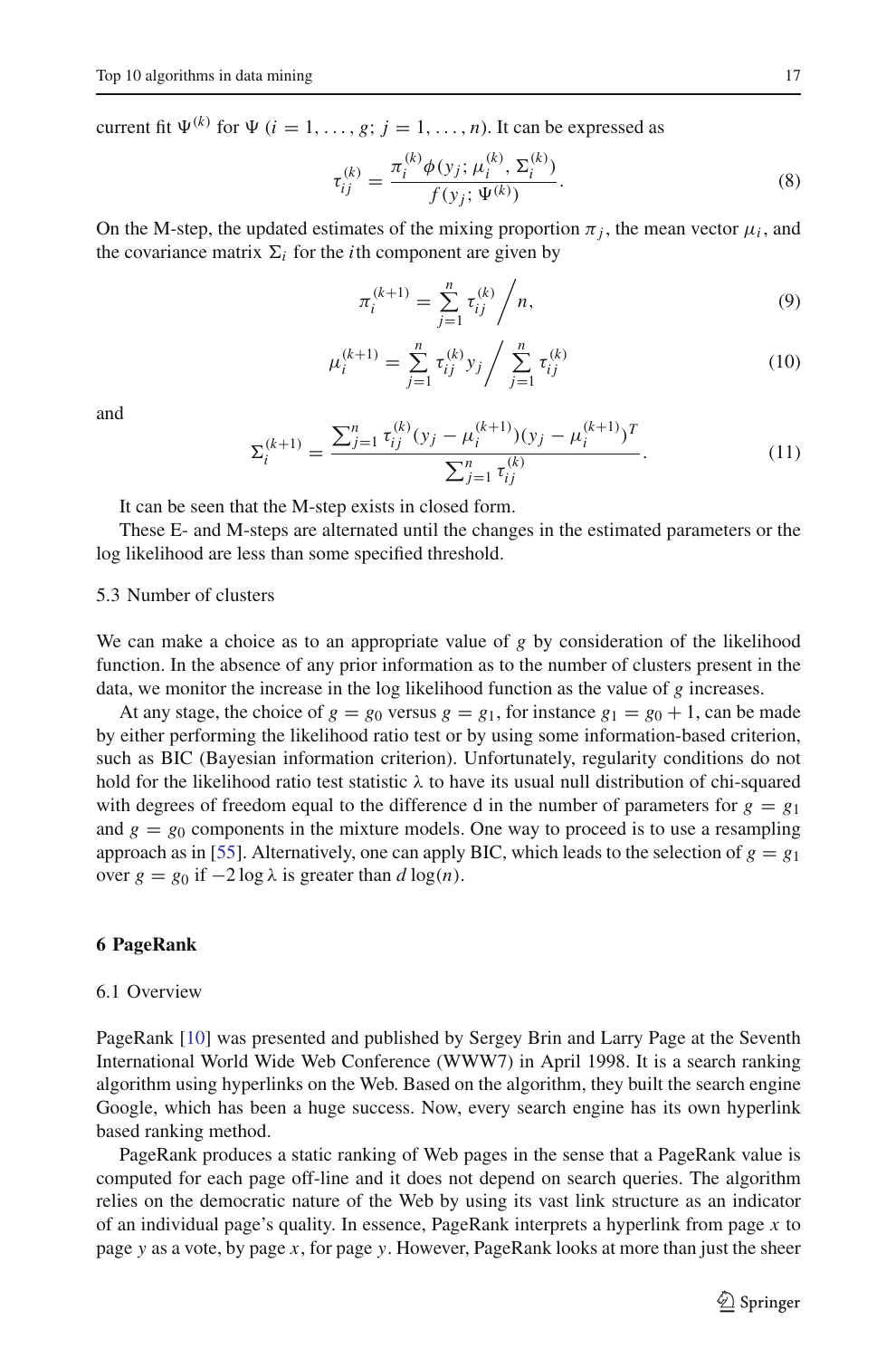current fit $\Psi^{(k)}$ for $\Psi$ ($i = 1, \ldots, g$; $j = 1, \ldots, n$). It can be expressed as

$$\tau_{ij}^{(k)} = \frac{\pi_i^{(k)} \phi(y_j; \mu_i^{(k)}, \Sigma_i^{(k)})}{f(y_j; \Psi^{(k)})}. \tag{8}$$

On the M-step, the updated estimates of the mixing proportion $\pi_j$, the mean vector $\mu_i$, and the covariance matrix $\Sigma_i$ for the $i$th component are given by

$$\pi_i^{(k+1)} = \sum_{j=1}^{n} \tau_{ij}^{(k)} \Big/ n, \tag{9}$$

$$\mu_i^{(k+1)} = \sum_{j=1}^{n} \tau_{ij}^{(k)} y_j \Big/ \sum_{j=1}^{n} \tau_{ij}^{(k)} \tag{10}$$

and

$$\Sigma_i^{(k+1)} = \frac{\sum_{j=1}^{n} \tau_{ij}^{(k)} (y_j - \mu_i^{(k+1)})(y_j - \mu_i^{(k+1)})^T}{\sum_{j=1}^{n} \tau_{ij}^{(k)}}. \tag{11}$$

It can be seen that the M-step exists in closed form.

These E- and M-steps are alternated until the changes in the estimated parameters or the log likelihood are less than some specified threshold.

### 5.3 Number of clusters

We can make a choice as to an appropriate value of $g$ by consideration of the likelihood function. In the absence of any prior information as to the number of clusters present in the data, we monitor the increase in the log likelihood function as the value of $g$ increases.

At any stage, the choice of $g = g_0$ versus $g = g_1$, for instance $g_1 = g_0 + 1$, can be made by either performing the likelihood ratio test or by using some information-based criterion, such as BIC (Bayesian information criterion). Unfortunately, regularity conditions do not hold for the likelihood ratio test statistic $\lambda$ to have its usual null distribution of chi-squared with degrees of freedom equal to the difference d in the number of parameters for $g = g_1$ and $g = g_0$ components in the mixture models. One way to proceed is to use a resampling approach as in [55]. Alternatively, one can apply BIC, which leads to the selection of $g = g_1$ over $g = g_0$ if $-2 \log \lambda$ is greater than $d \log(n)$.

## 6 PageRank

### 6.1 Overview

PageRank [10] was presented and published by Sergey Brin and Larry Page at the Seventh International World Wide Web Conference (WWW7) in April 1998. It is a search ranking algorithm using hyperlinks on the Web. Based on the algorithm, they built the search engine Google, which has been a huge success. Now, every search engine has its own hyperlink based ranking method.

PageRank produces a static ranking of Web pages in the sense that a PageRank value is computed for each page off-line and it does not depend on search queries. The algorithm relies on the democratic nature of the Web by using its vast link structure as an indicator of an individual page's quality. In essence, PageRank interprets a hyperlink from page $x$ to page $y$ as a vote, by page $x$, for page $y$. However, PageRank looks at more than just the sheer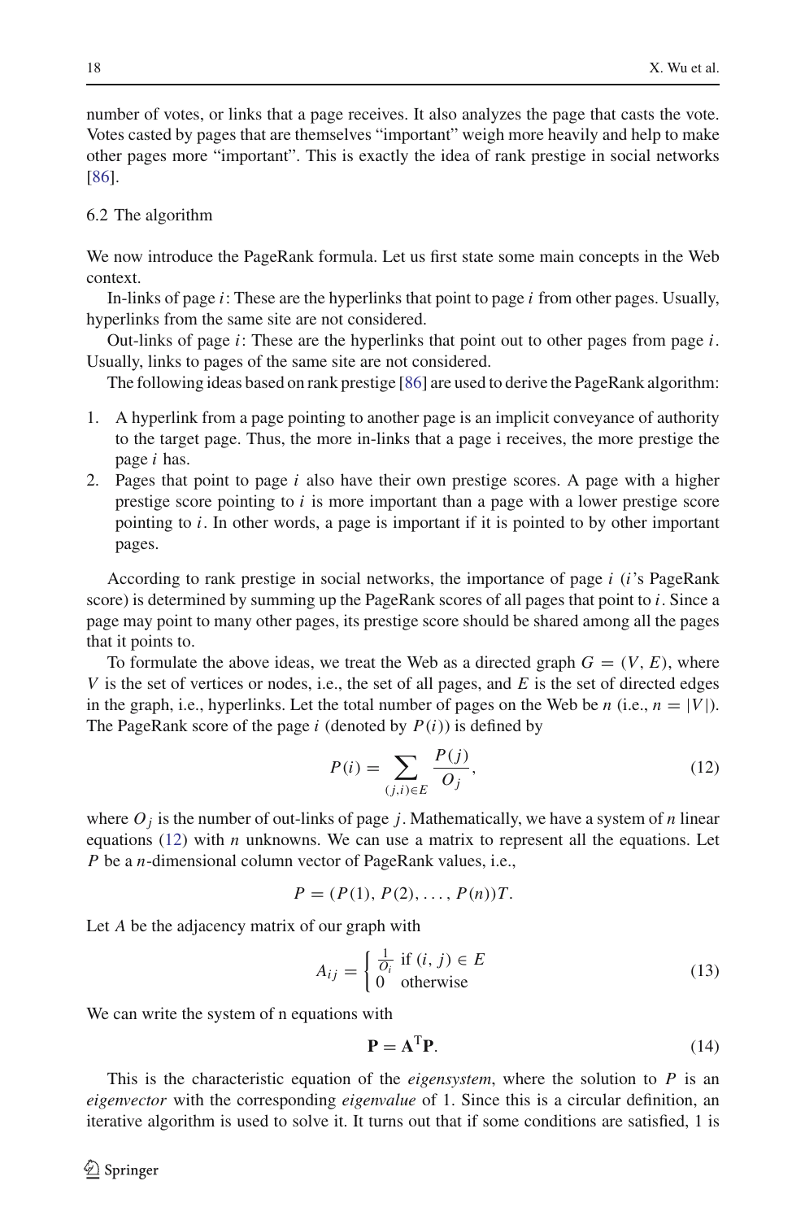number of votes, or links that a page receives. It also analyzes the page that casts the vote. Votes casted by pages that are themselves "important" weigh more heavily and help to make other pages more "important". This is exactly the idea of rank prestige in social networks [86].

### 6.2 The algorithm

We now introduce the PageRank formula. Let us first state some main concepts in the Web context.

In-links of page $i$: These are the hyperlinks that point to page $i$ from other pages. Usually, hyperlinks from the same site are not considered.

Out-links of page $i$: These are the hyperlinks that point out to other pages from page $i$. Usually, links to pages of the same site are not considered.

The following ideas based on rank prestige [86] are used to derive the PageRank algorithm:

1. A hyperlink from a page pointing to another page is an implicit conveyance of authority to the target page. Thus, the more in-links that a page i receives, the more prestige the page $i$ has.
2. Pages that point to page $i$ also have their own prestige scores. A page with a higher prestige score pointing to $i$ is more important than a page with a lower prestige score pointing to $i$. In other words, a page is important if it is pointed to by other important pages.

According to rank prestige in social networks, the importance of page $i$ ($i$'s PageRank score) is determined by summing up the PageRank scores of all pages that point to $i$. Since a page may point to many other pages, its prestige score should be shared among all the pages that it points to.

To formulate the above ideas, we treat the Web as a directed graph $G = (V, E)$, where $V$ is the set of vertices or nodes, i.e., the set of all pages, and $E$ is the set of directed edges in the graph, i.e., hyperlinks. Let the total number of pages on the Web be $n$ (i.e., $n = |V|$). The PageRank score of the page $i$ (denoted by $P(i)$) is defined by

$$P(i) = \sum_{(j,i) \in E} \frac{P(j)}{O_j}, \tag{12}$$

where $O_j$ is the number of out-links of page $j$. Mathematically, we have a system of $n$ linear equations (12) with $n$ unknowns. We can use a matrix to represent all the equations. Let $P$ be a $n$-dimensional column vector of PageRank values, i.e.,

$$P = (P(1), P(2), \ldots, P(n))T.$$

Let $A$ be the adjacency matrix of our graph with

$$A_{ij} = \begin{cases} \frac{1}{O_i} & \text{if } (i, j) \in E \\ 0 & \text{otherwise} \end{cases} \tag{13}$$

We can write the system of n equations with

$$\mathbf{P} = \mathbf{A}^{\mathrm{T}}\mathbf{P}. \tag{14}$$

This is the characteristic equation of the *eigensystem*, where the solution to $P$ is an *eigenvector* with the corresponding *eigenvalue* of 1. Since this is a circular definition, an iterative algorithm is used to solve it. It turns out that if some conditions are satisfied, 1 is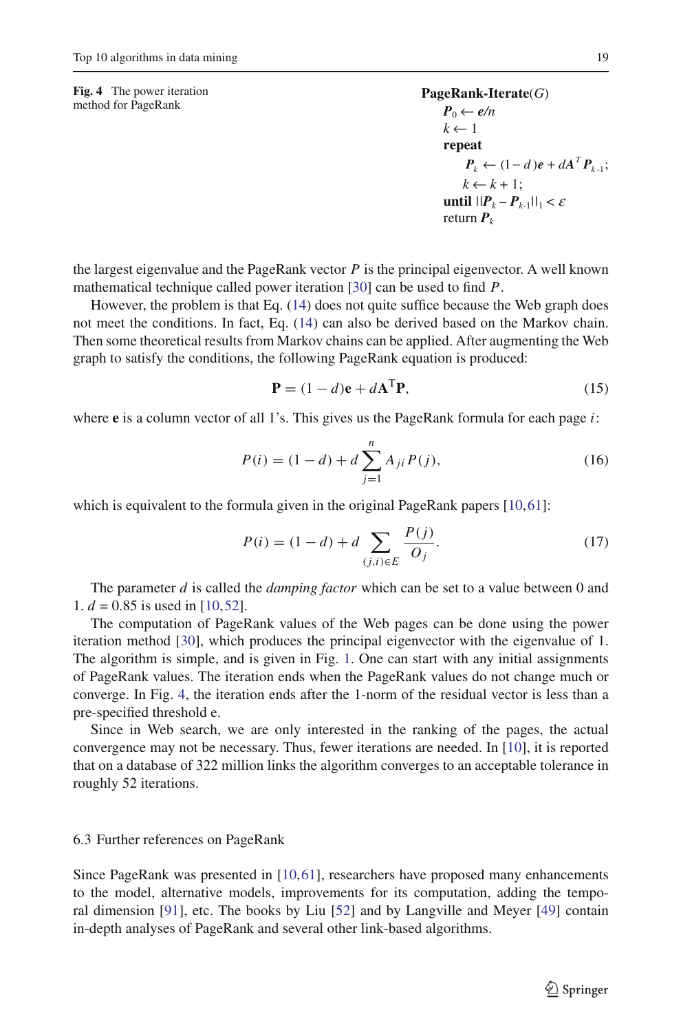**Fig. 4** The power iteration method for PageRank

```
PageRank-Iterate(G)
    P_0 ← e/n
    k ← 1
    repeat
        P_k ← (1 − d)e + dA^T P_{k-1};
        k ← k + 1;
    until ||P_k − P_{k-1}||_1 < ε
    return P_k
```

the largest eigenvalue and the PageRank vector $P$ is the principal eigenvector. A well known mathematical technique called power iteration [30] can be used to find $P$.

However, the problem is that Eq. (14) does not quite suffice because the Web graph does not meet the conditions. In fact, Eq. (14) can also be derived based on the Markov chain. Then some theoretical results from Markov chains can be applied. After augmenting the Web graph to satisfy the conditions, the following PageRank equation is produced:

$$\mathbf{P} = (1 - d)\mathbf{e} + d\mathbf{A}^{\mathrm{T}}\mathbf{P}, \tag{15}$$

where $\mathbf{e}$ is a column vector of all 1's. This gives us the PageRank formula for each page $i$:

$$P(i) = (1 - d) + d \sum_{j=1}^{n} A_{ji} P(j), \tag{16}$$

which is equivalent to the formula given in the original PageRank papers [10,61]:

$$P(i) = (1 - d) + d \sum_{(j,i) \in E} \frac{P(j)}{O_j}. \tag{17}$$

The parameter $d$ is called the *damping factor* which can be set to a value between 0 and 1. $d = 0.85$ is used in [10,52].

The computation of PageRank values of the Web pages can be done using the power iteration method [30], which produces the principal eigenvector with the eigenvalue of 1. The algorithm is simple, and is given in Fig. 1. One can start with any initial assignments of PageRank values. The iteration ends when the PageRank values do not change much or converge. In Fig. 4, the iteration ends after the 1-norm of the residual vector is less than a pre-specified threshold e.

Since in Web search, we are only interested in the ranking of the pages, the actual convergence may not be necessary. Thus, fewer iterations are needed. In [10], it is reported that on a database of 322 million links the algorithm converges to an acceptable tolerance in roughly 52 iterations.

### 6.3 Further references on PageRank

Since PageRank was presented in [10,61], researchers have proposed many enhancements to the model, alternative models, improvements for its computation, adding the temporal dimension [91], etc. The books by Liu [52] and by Langville and Meyer [49] contain in-depth analyses of PageRank and several other link-based algorithms.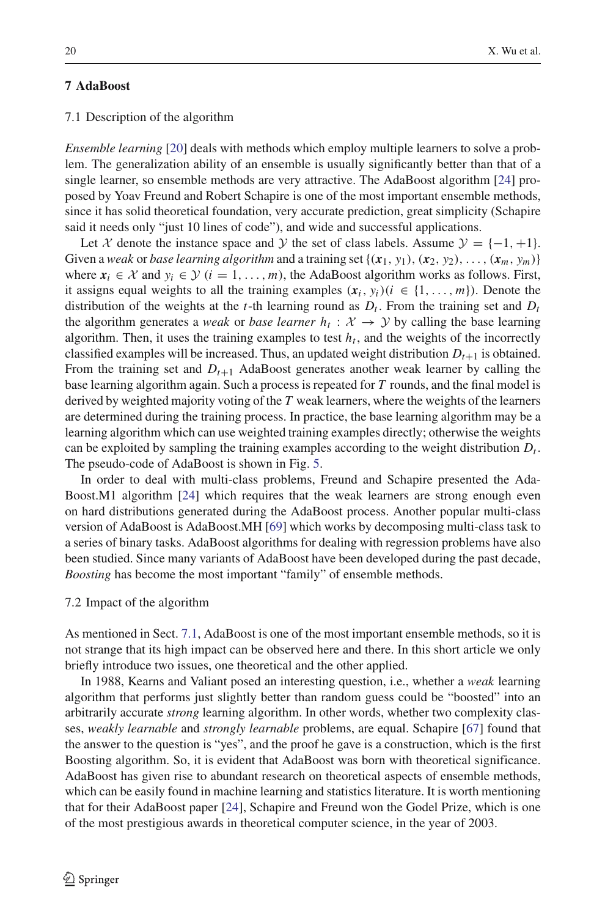## 7 AdaBoost

### 7.1 Description of the algorithm

*Ensemble learning* [20] deals with methods which employ multiple learners to solve a problem. The generalization ability of an ensemble is usually significantly better than that of a single learner, so ensemble methods are very attractive. The AdaBoost algorithm [24] proposed by Yoav Freund and Robert Schapire is one of the most important ensemble methods, since it has solid theoretical foundation, very accurate prediction, great simplicity (Schapire said it needs only "just 10 lines of code"), and wide and successful applications.

Let $\mathcal{X}$ denote the instance space and $\mathcal{Y}$ the set of class labels. Assume $\mathcal{Y} = \{-1, +1\}$. Given a *weak* or *base learning algorithm* and a training set $\{(\boldsymbol{x}_1, y_1), (\boldsymbol{x}_2, y_2), \ldots, (\boldsymbol{x}_m, y_m)\}$ where $\boldsymbol{x}_i \in \mathcal{X}$ and $y_i \in \mathcal{Y}$ $(i = 1, \ldots, m)$, the AdaBoost algorithm works as follows. First, it assigns equal weights to all the training examples $(\boldsymbol{x}_i, y_i)(i \in \{1, \ldots, m\})$. Denote the distribution of the weights at the $t$-th learning round as $D_t$. From the training set and $D_t$ the algorithm generates a *weak* or *base learner* $h_t : \mathcal{X} \rightarrow \mathcal{Y}$ by calling the base learning algorithm. Then, it uses the training examples to test $h_t$, and the weights of the incorrectly classified examples will be increased. Thus, an updated weight distribution $D_{t+1}$ is obtained. From the training set and $D_{t+1}$ AdaBoost generates another weak learner by calling the base learning algorithm again. Such a process is repeated for $T$ rounds, and the final model is derived by weighted majority voting of the $T$ weak learners, where the weights of the learners are determined during the training process. In practice, the base learning algorithm may be a learning algorithm which can use weighted training examples directly; otherwise the weights can be exploited by sampling the training examples according to the weight distribution $D_t$. The pseudo-code of AdaBoost is shown in Fig. 5.

In order to deal with multi-class problems, Freund and Schapire presented the AdaBoost.M1 algorithm [24] which requires that the weak learners are strong enough even on hard distributions generated during the AdaBoost process. Another popular multi-class version of AdaBoost is AdaBoost.MH [69] which works by decomposing multi-class task to a series of binary tasks. AdaBoost algorithms for dealing with regression problems have also been studied. Since many variants of AdaBoost have been developed during the past decade, *Boosting* has become the most important "family" of ensemble methods.

### 7.2 Impact of the algorithm

As mentioned in Sect. 7.1, AdaBoost is one of the most important ensemble methods, so it is not strange that its high impact can be observed here and there. In this short article we only briefly introduce two issues, one theoretical and the other applied.

In 1988, Kearns and Valiant posed an interesting question, i.e., whether a *weak* learning algorithm that performs just slightly better than random guess could be "boosted" into an arbitrarily accurate *strong* learning algorithm. In other words, whether two complexity classes, *weakly learnable* and *strongly learnable* problems, are equal. Schapire [67] found that the answer to the question is "yes", and the proof he gave is a construction, which is the first Boosting algorithm. So, it is evident that AdaBoost was born with theoretical significance. AdaBoost has given rise to abundant research on theoretical aspects of ensemble methods, which can be easily found in machine learning and statistics literature. It is worth mentioning that for their AdaBoost paper [24], Schapire and Freund won the Godel Prize, which is one of the most prestigious awards in theoretical computer science, in the year of 2003.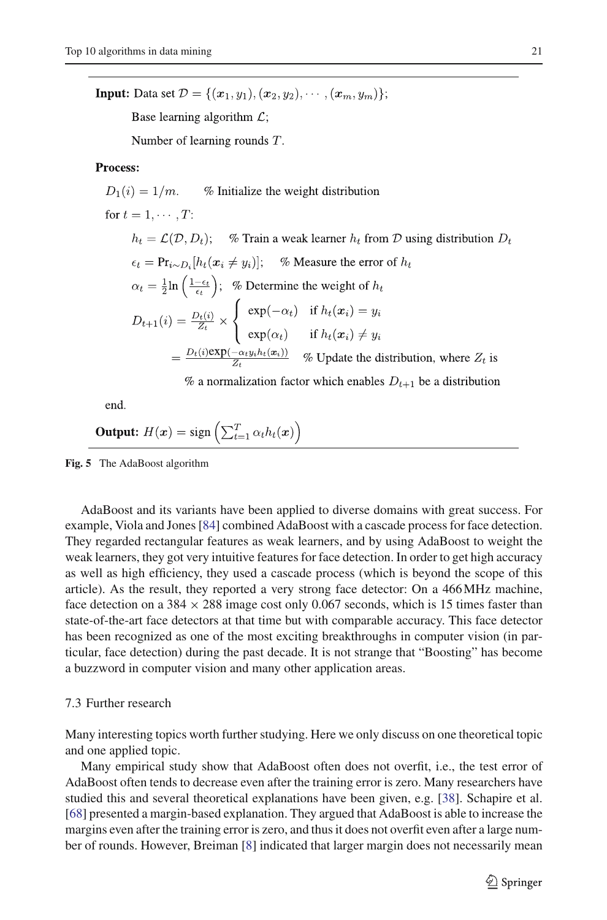**Input:** Data set $\mathcal{D} = \{(\boldsymbol{x}_1, y_1), (\boldsymbol{x}_2, y_2), \cdots, (\boldsymbol{x}_m, y_m)\}$;

Base learning algorithm $\mathcal{L}$;

Number of learning rounds $T$.

**Process:**

$D_1(i) = 1/m.$ % Initialize the weight distribution

for $t = 1, \cdots, T$:

$h_t = \mathcal{L}(\mathcal{D}, D_t)$; % Train a weak learner $h_t$ from $\mathcal{D}$ using distribution $D_t$

$\epsilon_t = \Pr_{i \sim D_i}[h_t(\boldsymbol{x}_i \neq y_i)]$; % Measure the error of $h_t$

$\alpha_t = \frac{1}{2} \ln \left( \frac{1-\epsilon_t}{\epsilon_t} \right)$; % Determine the weight of $h_t$

$$D_{t+1}(i) = \frac{D_t(i)}{Z_t} \times \begin{cases} \exp(-\alpha_t) & \text{if } h_t(\boldsymbol{x}_i) = y_i \\ \exp(\alpha_t) & \text{if } h_t(\boldsymbol{x}_i) \neq y_i \end{cases}$$

$$= \frac{D_t(i)\exp(-\alpha_t y_i h_t(\boldsymbol{x}_i))}{Z_t}$$ % Update the distribution, where $Z_t$ is % a normalization factor which enables $D_{t+1}$ be a distribution

end.

**Output:** $H(\boldsymbol{x}) = \text{sign}\left(\sum_{t=1}^{T} \alpha_t h_t(\boldsymbol{x})\right)$

**Fig. 5** The AdaBoost algorithm

AdaBoost and its variants have been applied to diverse domains with great success. For example, Viola and Jones [84] combined AdaBoost with a cascade process for face detection. They regarded rectangular features as weak learners, and by using AdaBoost to weight the weak learners, they got very intuitive features for face detection. In order to get high accuracy as well as high efficiency, they used a cascade process (which is beyond the scope of this article). As the result, they reported a very strong face detector: On a 466 MHz machine, face detection on a 384 × 288 image cost only 0.067 seconds, which is 15 times faster than state-of-the-art face detectors at that time but with comparable accuracy. This face detector has been recognized as one of the most exciting breakthroughs in computer vision (in particular, face detection) during the past decade. It is not strange that "Boosting" has become a buzzword in computer vision and many other application areas.

### 7.3 Further research

Many interesting topics worth further studying. Here we only discuss on one theoretical topic and one applied topic.

Many empirical study show that AdaBoost often does not overfit, i.e., the test error of AdaBoost often tends to decrease even after the training error is zero. Many researchers have studied this and several theoretical explanations have been given, e.g. [38]. Schapire et al. [68] presented a margin-based explanation. They argued that AdaBoost is able to increase the margins even after the training error is zero, and thus it does not overfit even after a large number of rounds. However, Breiman [8] indicated that larger margin does not necessarily mean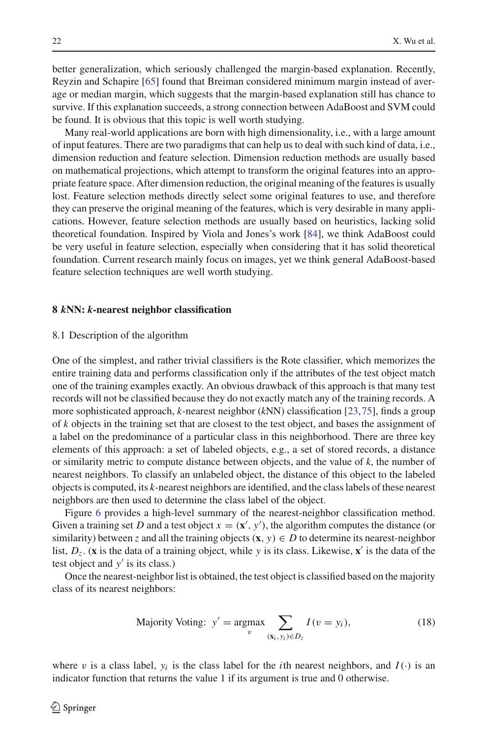better generalization, which seriously challenged the margin-based explanation. Recently, Reyzin and Schapire [65] found that Breiman considered minimum margin instead of average or median margin, which suggests that the margin-based explanation still has chance to survive. If this explanation succeeds, a strong connection between AdaBoost and SVM could be found. It is obvious that this topic is well worth studying.

Many real-world applications are born with high dimensionality, i.e., with a large amount of input features. There are two paradigms that can help us to deal with such kind of data, i.e., dimension reduction and feature selection. Dimension reduction methods are usually based on mathematical projections, which attempt to transform the original features into an appropriate feature space. After dimension reduction, the original meaning of the features is usually lost. Feature selection methods directly select some original features to use, and therefore they can preserve the original meaning of the features, which is very desirable in many applications. However, feature selection methods are usually based on heuristics, lacking solid theoretical foundation. Inspired by Viola and Jones's work [84], we think AdaBoost could be very useful in feature selection, especially when considering that it has solid theoretical foundation. Current research mainly focus on images, yet we think general AdaBoost-based feature selection techniques are well worth studying.

## 8 *k*NN: *k*-nearest neighbor classification

### 8.1 Description of the algorithm

One of the simplest, and rather trivial classifiers is the Rote classifier, which memorizes the entire training data and performs classification only if the attributes of the test object match one of the training examples exactly. An obvious drawback of this approach is that many test records will not be classified because they do not exactly match any of the training records. A more sophisticated approach, *k*-nearest neighbor (*k*NN) classification [23,75], finds a group of *k* objects in the training set that are closest to the test object, and bases the assignment of a label on the predominance of a particular class in this neighborhood. There are three key elements of this approach: a set of labeled objects, e.g., a set of stored records, a distance or similarity metric to compute distance between objects, and the value of *k*, the number of nearest neighbors. To classify an unlabeled object, the distance of this object to the labeled objects is computed, its *k*-nearest neighbors are identified, and the class labels of these nearest neighbors are then used to determine the class label of the object.

Figure 6 provides a high-level summary of the nearest-neighbor classification method. Given a training set $D$ and a test object $x = (\mathbf{x}', y')$, the algorithm computes the distance (or similarity) between $z$ and all the training objects $(\mathbf{x}, y) \in D$ to determine its nearest-neighbor list, $D_z$. ($\mathbf{x}$ is the data of a training object, while $y$ is its class. Likewise, $\mathbf{x}'$ is the data of the test object and $y'$ is its class.)

Once the nearest-neighbor list is obtained, the test object is classified based on the majority class of its nearest neighbors:

$$\text{Majority Voting: } y' = \underset{v}{\operatorname{argmax}} \sum_{(\mathbf{x}_i, y_i) \in D_z} I(v = y_i), \tag{18}$$

where $v$ is a class label, $y_i$ is the class label for the $i$th nearest neighbors, and $I(\cdot)$ is an indicator function that returns the value 1 if its argument is true and 0 otherwise.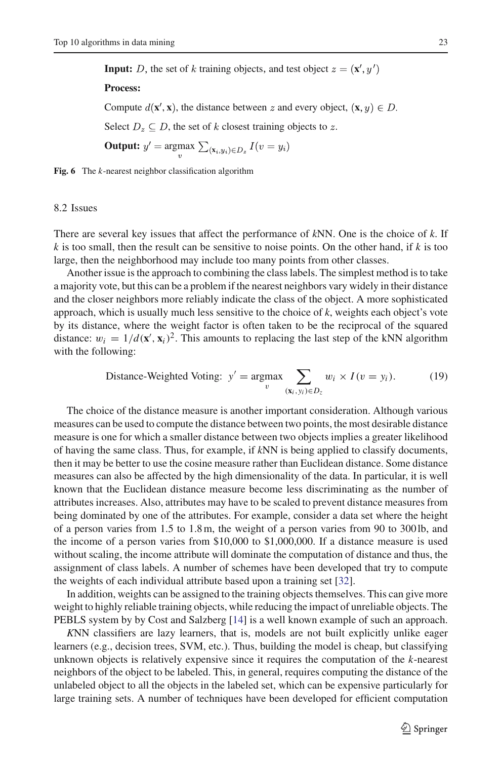**Input:** $D$, the set of $k$ training objects, and test object $z = (\mathbf{x}', y')$

**Process:**

Compute $d(\mathbf{x}', \mathbf{x})$, the distance between $z$ and every object, $(\mathbf{x}, y) \in D$.

Select $D_z \subseteq D$, the set of $k$ closest training objects to $z$.

**Output:** $y' = \underset{v}{\operatorname{argmax}} \sum_{(\mathbf{x}_i, y_i) \in D_z} I(v = y_i)$

**Fig. 6** The $k$-nearest neighbor classification algorithm

### 8.2 Issues

There are several key issues that affect the performance of *k*NN. One is the choice of *k*. If *k* is too small, then the result can be sensitive to noise points. On the other hand, if *k* is too large, then the neighborhood may include too many points from other classes.

Another issue is the approach to combining the class labels. The simplest method is to take a majority vote, but this can be a problem if the nearest neighbors vary widely in their distance and the closer neighbors more reliably indicate the class of the object. A more sophisticated approach, which is usually much less sensitive to the choice of *k*, weights each object's vote by its distance, where the weight factor is often taken to be the reciprocal of the squared distance: $w_i = 1/d(\mathbf{x}', \mathbf{x}_i)^2$. This amounts to replacing the last step of the kNN algorithm with the following:

$$\text{Distance-Weighted Voting: } y' = \underset{v}{\operatorname{argmax}} \sum_{(\mathbf{x}_i, y_i) \in D_z} w_i \times I(v = y_i). \tag{19}$$

The choice of the distance measure is another important consideration. Although various measures can be used to compute the distance between two points, the most desirable distance measure is one for which a smaller distance between two objects implies a greater likelihood of having the same class. Thus, for example, if *k*NN is being applied to classify documents, then it may be better to use the cosine measure rather than Euclidean distance. Some distance measures can also be affected by the high dimensionality of the data. In particular, it is well known that the Euclidean distance measure become less discriminating as the number of attributes increases. Also, attributes may have to be scaled to prevent distance measures from being dominated by one of the attributes. For example, consider a data set where the height of a person varies from 1.5 to 1.8 m, the weight of a person varies from 90 to 300 lb, and the income of a person varies from \$10,000 to \$1,000,000. If a distance measure is used without scaling, the income attribute will dominate the computation of distance and thus, the assignment of class labels. A number of schemes have been developed that try to compute the weights of each individual attribute based upon a training set [32].

In addition, weights can be assigned to the training objects themselves. This can give more weight to highly reliable training objects, while reducing the impact of unreliable objects. The PEBLS system by by Cost and Salzberg [14] is a well known example of such an approach.

*K*NN classifiers are lazy learners, that is, models are not built explicitly unlike eager learners (e.g., decision trees, SVM, etc.). Thus, building the model is cheap, but classifying unknown objects is relatively expensive since it requires the computation of the *k*-nearest neighbors of the object to be labeled. This, in general, requires computing the distance of the unlabeled object to all the objects in the labeled set, which can be expensive particularly for large training sets. A number of techniques have been developed for efficient computation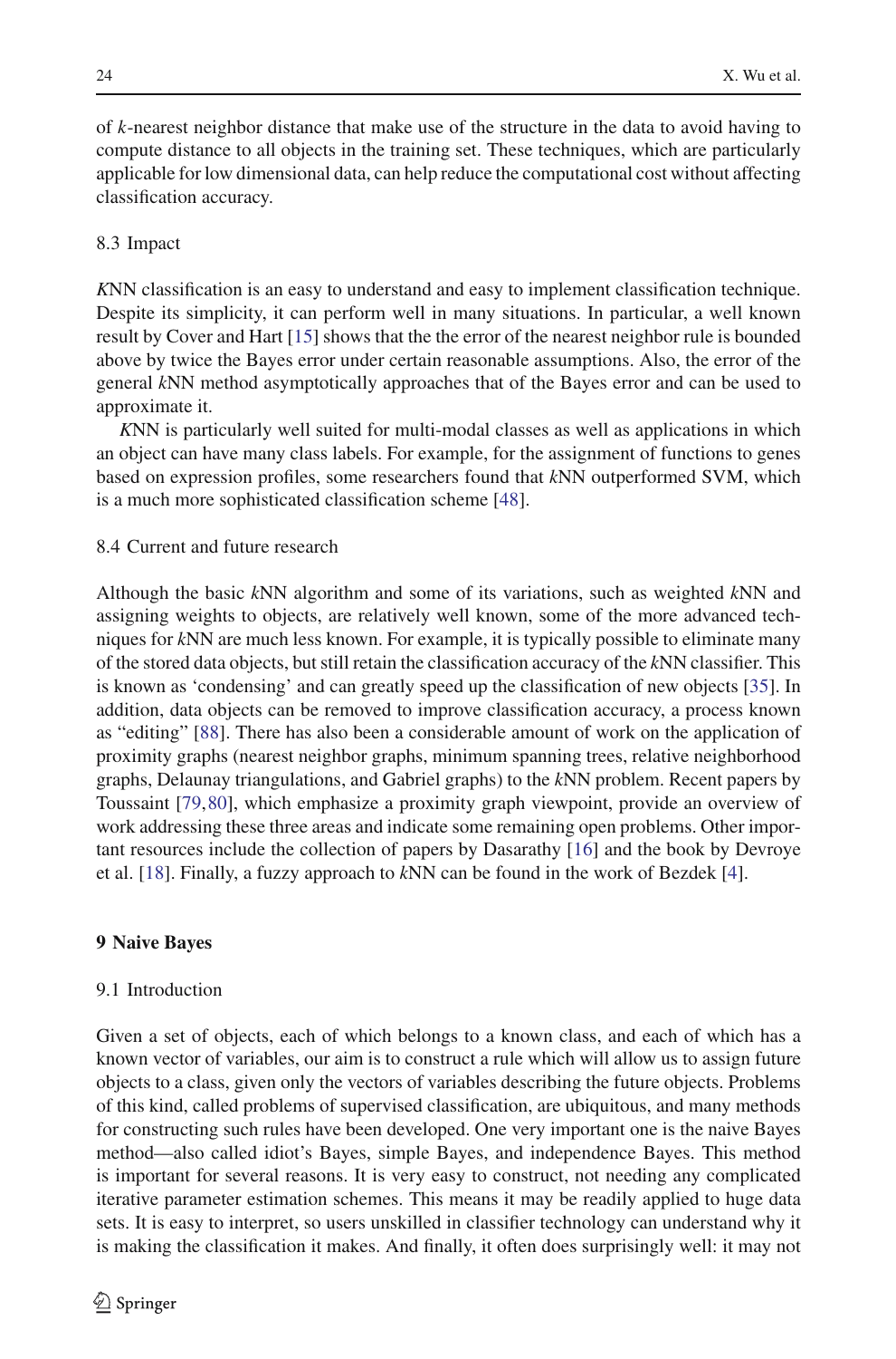of *k*-nearest neighbor distance that make use of the structure in the data to avoid having to compute distance to all objects in the training set. These techniques, which are particularly applicable for low dimensional data, can help reduce the computational cost without affecting classification accuracy.

### 8.3 Impact

*K*NN classification is an easy to understand and easy to implement classification technique. Despite its simplicity, it can perform well in many situations. In particular, a well known result by Cover and Hart [15] shows that the the error of the nearest neighbor rule is bounded above by twice the Bayes error under certain reasonable assumptions. Also, the error of the general *k*NN method asymptotically approaches that of the Bayes error and can be used to approximate it.

*K*NN is particularly well suited for multi-modal classes as well as applications in which an object can have many class labels. For example, for the assignment of functions to genes based on expression profiles, some researchers found that *k*NN outperformed SVM, which is a much more sophisticated classification scheme [48].

### 8.4 Current and future research

Although the basic *k*NN algorithm and some of its variations, such as weighted *k*NN and assigning weights to objects, are relatively well known, some of the more advanced techniques for *k*NN are much less known. For example, it is typically possible to eliminate many of the stored data objects, but still retain the classification accuracy of the *k*NN classifier. This is known as 'condensing' and can greatly speed up the classification of new objects [35]. In addition, data objects can be removed to improve classification accuracy, a process known as "editing" [88]. There has also been a considerable amount of work on the application of proximity graphs (nearest neighbor graphs, minimum spanning trees, relative neighborhood graphs, Delaunay triangulations, and Gabriel graphs) to the *k*NN problem. Recent papers by Toussaint [79,80], which emphasize a proximity graph viewpoint, provide an overview of work addressing these three areas and indicate some remaining open problems. Other important resources include the collection of papers by Dasarathy [16] and the book by Devroye et al. [18]. Finally, a fuzzy approach to *k*NN can be found in the work of Bezdek [4].

## 9 Naive Bayes

### 9.1 Introduction

Given a set of objects, each of which belongs to a known class, and each of which has a known vector of variables, our aim is to construct a rule which will allow us to assign future objects to a class, given only the vectors of variables describing the future objects. Problems of this kind, called problems of supervised classification, are ubiquitous, and many methods for constructing such rules have been developed. One very important one is the naive Bayes method—also called idiot's Bayes, simple Bayes, and independence Bayes. This method is important for several reasons. It is very easy to construct, not needing any complicated iterative parameter estimation schemes. This means it may be readily applied to huge data sets. It is easy to interpret, so users unskilled in classifier technology can understand why it is making the classification it makes. And finally, it often does surprisingly well: it may not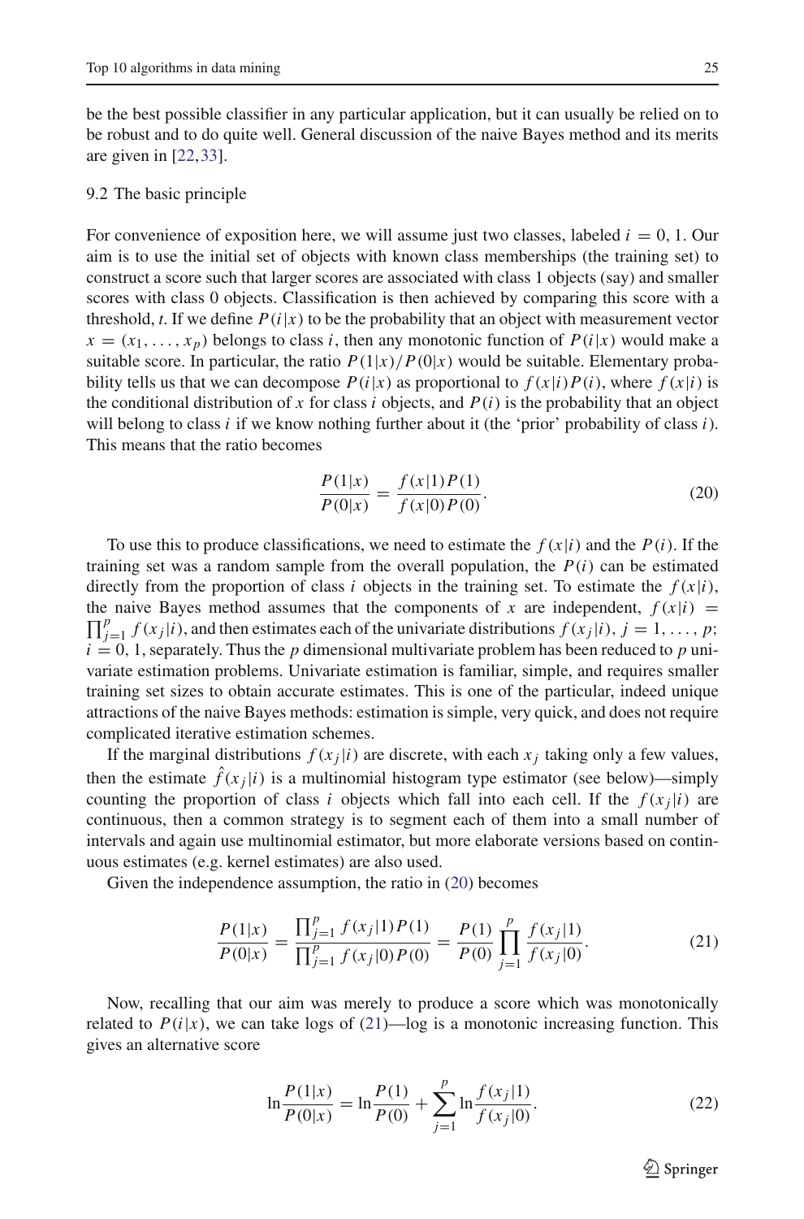be the best possible classifier in any particular application, but it can usually be relied on to be robust and to do quite well. General discussion of the naive Bayes method and its merits are given in [22,33].

### 9.2 The basic principle

For convenience of exposition here, we will assume just two classes, labeled $i = 0, 1$. Our aim is to use the initial set of objects with known class memberships (the training set) to construct a score such that larger scores are associated with class 1 objects (say) and smaller scores with class 0 objects. Classification is then achieved by comparing this score with a threshold, $t$. If we define $P(i|x)$ to be the probability that an object with measurement vector $x = (x_1, \ldots, x_p)$ belongs to class $i$, then any monotonic function of $P(i|x)$ would make a suitable score. In particular, the ratio $P(1|x)/P(0|x)$ would be suitable. Elementary probability tells us that we can decompose $P(i|x)$ as proportional to $f(x|i)P(i)$, where $f(x|i)$ is the conditional distribution of $x$ for class $i$ objects, and $P(i)$ is the probability that an object will belong to class $i$ if we know nothing further about it (the 'prior' probability of class $i$). This means that the ratio becomes

$$\frac{P(1|x)}{P(0|x)} = \frac{f(x|1)P(1)}{f(x|0)P(0)}. \tag{20}$$

To use this to produce classifications, we need to estimate the $f(x|i)$ and the $P(i)$. If the training set was a random sample from the overall population, the $P(i)$ can be estimated directly from the proportion of class $i$ objects in the training set. To estimate the $f(x|i)$, the naive Bayes method assumes that the components of $x$ are independent, $f(x|i) = \prod_{j=1}^{p} f(x_j|i)$, and then estimates each of the univariate distributions $f(x_j|i)$, $j = 1, \ldots, p$; $i = 0, 1$, separately. Thus the $p$ dimensional multivariate problem has been reduced to $p$ univariate estimation problems. Univariate estimation is familiar, simple, and requires smaller training set sizes to obtain accurate estimates. This is one of the particular, indeed unique attractions of the naive Bayes methods: estimation is simple, very quick, and does not require complicated iterative estimation schemes.

If the marginal distributions $f(x_j|i)$ are discrete, with each $x_j$ taking only a few values, then the estimate $\hat{f}(x_j|i)$ is a multinomial histogram type estimator (see below)—simply counting the proportion of class $i$ objects which fall into each cell. If the $f(x_j|i)$ are continuous, then a common strategy is to segment each of them into a small number of intervals and again use multinomial estimator, but more elaborate versions based on continuous estimates (e.g. kernel estimates) are also used.

Given the independence assumption, the ratio in (20) becomes

$$\frac{P(1|x)}{P(0|x)} = \frac{\prod_{j=1}^{p} f(x_j|1)P(1)}{\prod_{j=1}^{p} f(x_j|0)P(0)} = \frac{P(1)}{P(0)} \prod_{j=1}^{p} \frac{f(x_j|1)}{f(x_j|0)}. \tag{21}$$

Now, recalling that our aim was merely to produce a score which was monotonically related to $P(i|x)$, we can take logs of (21)—log is a monotonic increasing function. This gives an alternative score

$$\ln \frac{P(1|x)}{P(0|x)} = \ln \frac{P(1)}{P(0)} + \sum_{j=1}^{p} \ln \frac{f(x_j|1)}{f(x_j|0)}. \tag{22}$$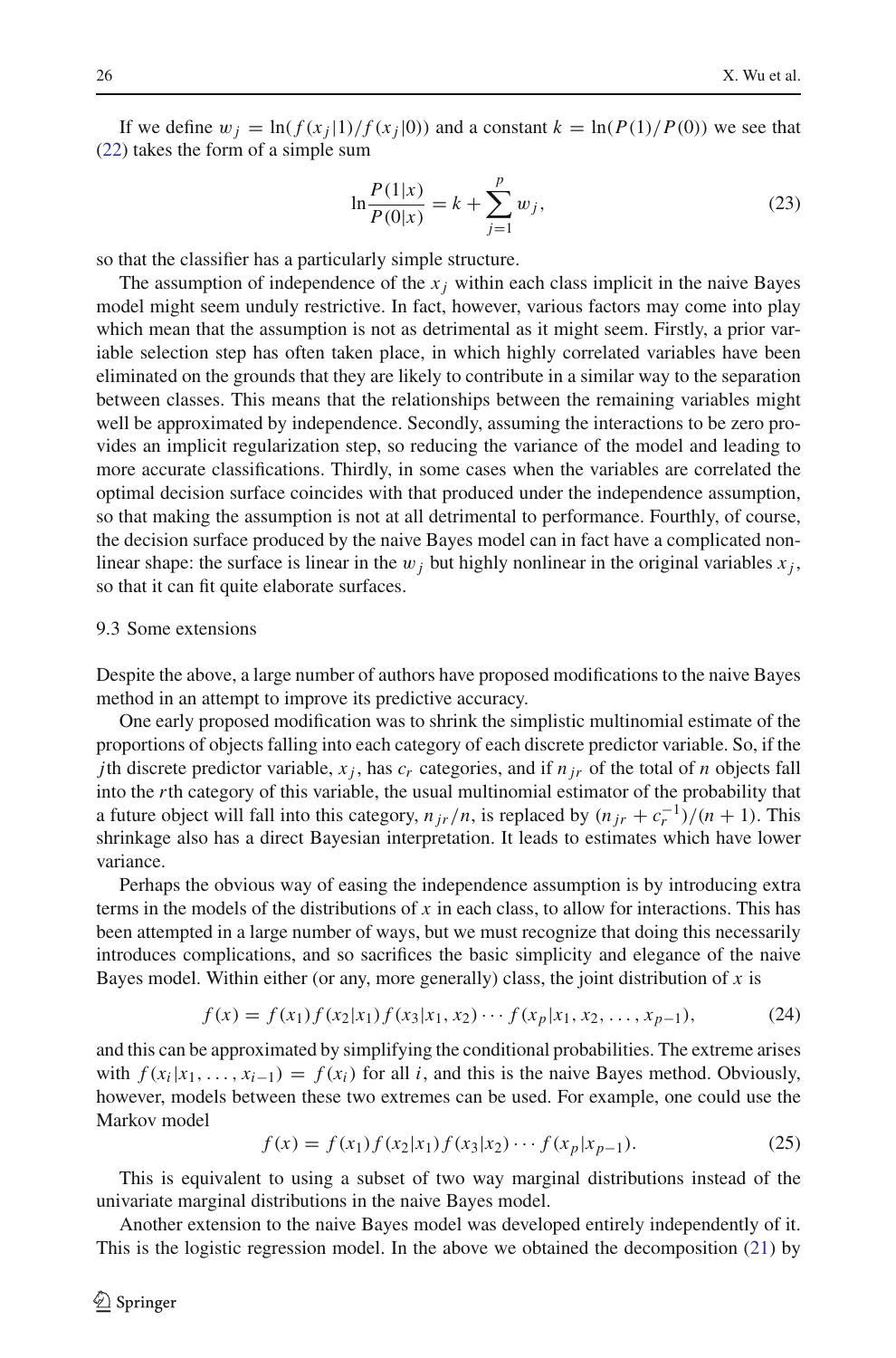If we define $w_j = \ln(f(x_j|1)/f(x_j|0))$ and a constant $k = \ln(P(1)/P(0))$ we see that (22) takes the form of a simple sum

$$\ln \frac{P(1|x)}{P(0|x)} = k + \sum_{j=1}^{p} w_j, \tag{23}$$

so that the classifier has a particularly simple structure.

The assumption of independence of the $x_j$ within each class implicit in the naive Bayes model might seem unduly restrictive. In fact, however, various factors may come into play which mean that the assumption is not as detrimental as it might seem. Firstly, a prior variable selection step has often taken place, in which highly correlated variables have been eliminated on the grounds that they are likely to contribute in a similar way to the separation between classes. This means that the relationships between the remaining variables might well be approximated by independence. Secondly, assuming the interactions to be zero provides an implicit regularization step, so reducing the variance of the model and leading to more accurate classifications. Thirdly, in some cases when the variables are correlated the optimal decision surface coincides with that produced under the independence assumption, so that making the assumption is not at all detrimental to performance. Fourthly, of course, the decision surface produced by the naive Bayes model can in fact have a complicated nonlinear shape: the surface is linear in the $w_j$ but highly nonlinear in the original variables $x_j$, so that it can fit quite elaborate surfaces.

### 9.3 Some extensions

Despite the above, a large number of authors have proposed modifications to the naive Bayes method in an attempt to improve its predictive accuracy.

One early proposed modification was to shrink the simplistic multinomial estimate of the proportions of objects falling into each category of each discrete predictor variable. So, if the $j$th discrete predictor variable, $x_j$, has $c_r$ categories, and if $n_{jr}$ of the total of $n$ objects fall into the $r$th category of this variable, the usual multinomial estimator of the probability that a future object will fall into this category, $n_{jr}/n$, is replaced by $(n_{jr} + c_r^{-1})/(n+1)$. This shrinkage also has a direct Bayesian interpretation. It leads to estimates which have lower variance.

Perhaps the obvious way of easing the independence assumption is by introducing extra terms in the models of the distributions of $x$ in each class, to allow for interactions. This has been attempted in a large number of ways, but we must recognize that doing this necessarily introduces complications, and so sacrifices the basic simplicity and elegance of the naive Bayes model. Within either (or any, more generally) class, the joint distribution of $x$ is

$$f(x) = f(x_1)f(x_2|x_1)f(x_3|x_1, x_2)\cdots f(x_p|x_1, x_2, \ldots, x_{p-1}), \tag{24}$$

and this can be approximated by simplifying the conditional probabilities. The extreme arises with $f(x_i|x_1, \ldots, x_{i-1}) = f(x_i)$ for all $i$, and this is the naive Bayes method. Obviously, however, models between these two extremes can be used. For example, one could use the Markov model

$$f(x) = f(x_1)f(x_2|x_1)f(x_3|x_2)\cdots f(x_p|x_{p-1}). \tag{25}$$

This is equivalent to using a subset of two way marginal distributions instead of the univariate marginal distributions in the naive Bayes model.

Another extension to the naive Bayes model was developed entirely independently of it. This is the logistic regression model. In the above we obtained the decomposition (21) by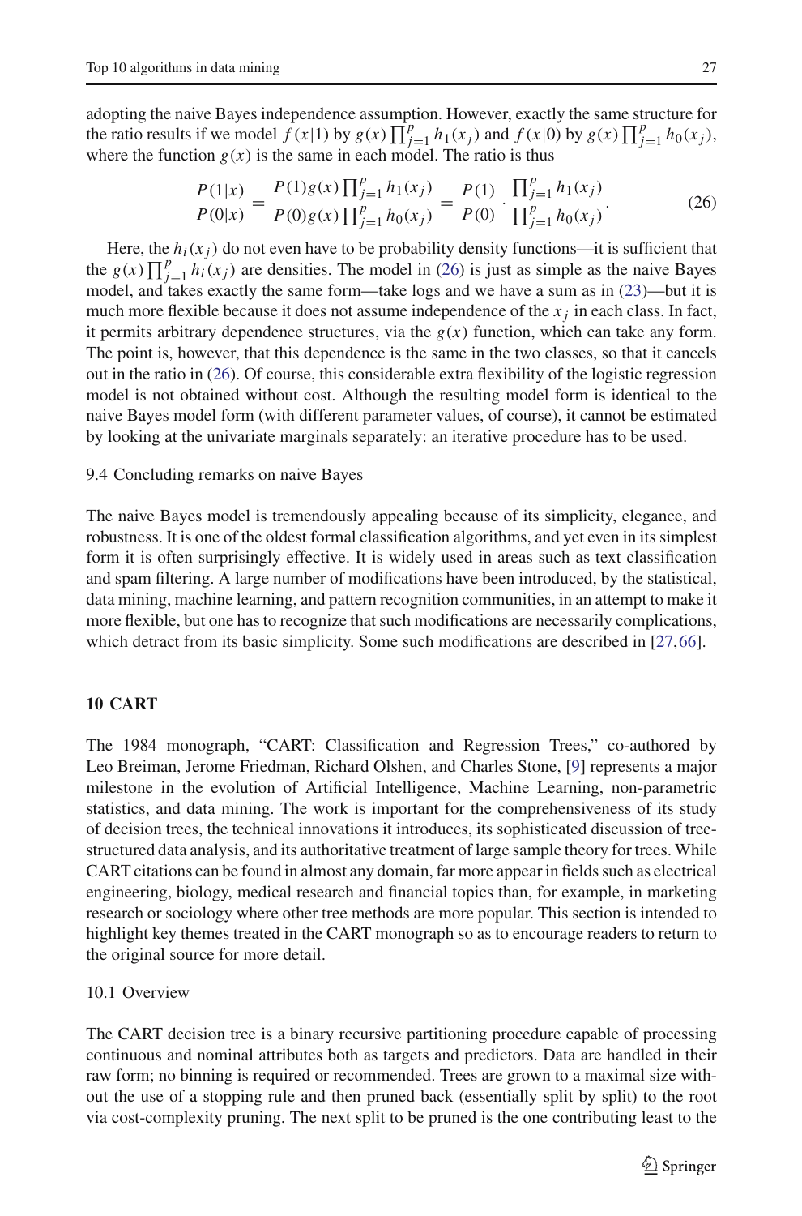adopting the naive Bayes independence assumption. However, exactly the same structure for the ratio results if we model $f(x|1)$ by $g(x)\prod_{j=1}^{p} h_1(x_j)$ and $f(x|0)$ by $g(x)\prod_{j=1}^{p} h_0(x_j)$, where the function $g(x)$ is the same in each model. The ratio is thus

$$\frac{P(1|x)}{P(0|x)} = \frac{P(1)g(x)\prod_{j=1}^{p} h_1(x_j)}{P(0)g(x)\prod_{j=1}^{p} h_0(x_j)} = \frac{P(1)}{P(0)} \cdot \frac{\prod_{j=1}^{p} h_1(x_j)}{\prod_{j=1}^{p} h_0(x_j)}. \tag{26}$$

Here, the $h_i(x_j)$ do not even have to be probability density functions—it is sufficient that the $g(x)\prod_{j=1}^{p} h_i(x_j)$ are densities. The model in (26) is just as simple as the naive Bayes model, and takes exactly the same form—take logs and we have a sum as in (23)—but it is much more flexible because it does not assume independence of the $x_j$ in each class. In fact, it permits arbitrary dependence structures, via the $g(x)$ function, which can take any form. The point is, however, that this dependence is the same in the two classes, so that it cancels out in the ratio in (26). Of course, this considerable extra flexibility of the logistic regression model is not obtained without cost. Although the resulting model form is identical to the naive Bayes model form (with different parameter values, of course), it cannot be estimated by looking at the univariate marginals separately: an iterative procedure has to be used.

### 9.4 Concluding remarks on naive Bayes

The naive Bayes model is tremendously appealing because of its simplicity, elegance, and robustness. It is one of the oldest formal classification algorithms, and yet even in its simplest form it is often surprisingly effective. It is widely used in areas such as text classification and spam filtering. A large number of modifications have been introduced, by the statistical, data mining, machine learning, and pattern recognition communities, in an attempt to make it more flexible, but one has to recognize that such modifications are necessarily complications, which detract from its basic simplicity. Some such modifications are described in [27,66].

## 10 CART

The 1984 monograph, "CART: Classification and Regression Trees," co-authored by Leo Breiman, Jerome Friedman, Richard Olshen, and Charles Stone, [9] represents a major milestone in the evolution of Artificial Intelligence, Machine Learning, non-parametric statistics, and data mining. The work is important for the comprehensiveness of its study of decision trees, the technical innovations it introduces, its sophisticated discussion of tree-structured data analysis, and its authoritative treatment of large sample theory for trees. While CART citations can be found in almost any domain, far more appear in fields such as electrical engineering, biology, medical research and financial topics than, for example, in marketing research or sociology where other tree methods are more popular. This section is intended to highlight key themes treated in the CART monograph so as to encourage readers to return to the original source for more detail.

### 10.1 Overview

The CART decision tree is a binary recursive partitioning procedure capable of processing continuous and nominal attributes both as targets and predictors. Data are handled in their raw form; no binning is required or recommended. Trees are grown to a maximal size without the use of a stopping rule and then pruned back (essentially split by split) to the root via cost-complexity pruning. The next split to be pruned is the one contributing least to the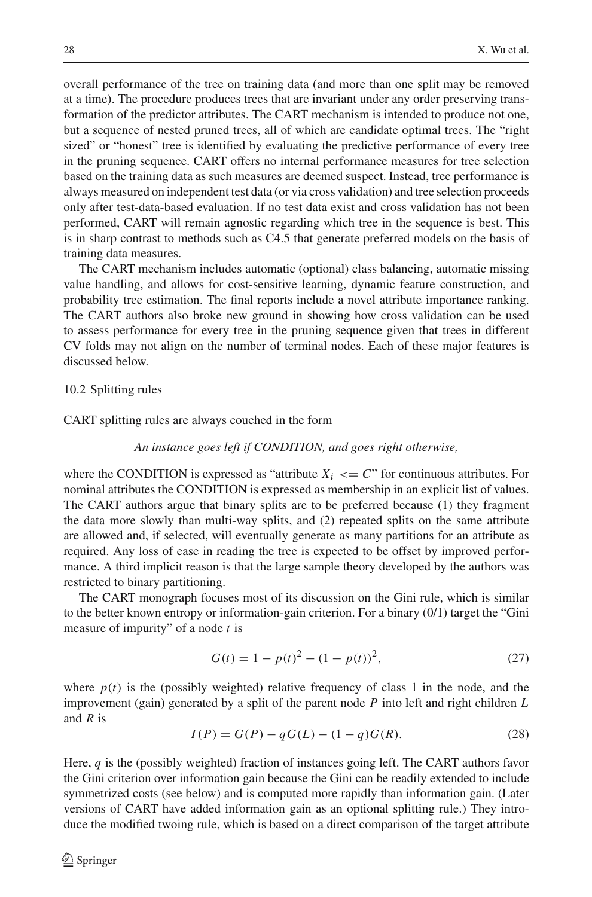overall performance of the tree on training data (and more than one split may be removed at a time). The procedure produces trees that are invariant under any order preserving transformation of the predictor attributes. The CART mechanism is intended to produce not one, but a sequence of nested pruned trees, all of which are candidate optimal trees. The "right sized" or "honest" tree is identified by evaluating the predictive performance of every tree in the pruning sequence. CART offers no internal performance measures for tree selection based on the training data as such measures are deemed suspect. Instead, tree performance is always measured on independent test data (or via cross validation) and tree selection proceeds only after test-data-based evaluation. If no test data exist and cross validation has not been performed, CART will remain agnostic regarding which tree in the sequence is best. This is in sharp contrast to methods such as C4.5 that generate preferred models on the basis of training data measures.

The CART mechanism includes automatic (optional) class balancing, automatic missing value handling, and allows for cost-sensitive learning, dynamic feature construction, and probability tree estimation. The final reports include a novel attribute importance ranking. The CART authors also broke new ground in showing how cross validation can be used to assess performance for every tree in the pruning sequence given that trees in different CV folds may not align on the number of terminal nodes. Each of these major features is discussed below.

## 10.2 Splitting rules

CART splitting rules are always couched in the form

*An instance goes left if CONDITION, and goes right otherwise,*

where the CONDITION is expressed as "attribute $X_i <= C$" for continuous attributes. For nominal attributes the CONDITION is expressed as membership in an explicit list of values. The CART authors argue that binary splits are to be preferred because (1) they fragment the data more slowly than multi-way splits, and (2) repeated splits on the same attribute are allowed and, if selected, will eventually generate as many partitions for an attribute as required. Any loss of ease in reading the tree is expected to be offset by improved performance. A third implicit reason is that the large sample theory developed by the authors was restricted to binary partitioning.

The CART monograph focuses most of its discussion on the Gini rule, which is similar to the better known entropy or information-gain criterion. For a binary (0/1) target the "Gini measure of impurity" of a node $t$ is

$$G(t) = 1 - p(t)^2 - (1 - p(t))^2, \tag{27}$$

where $p(t)$ is the (possibly weighted) relative frequency of class 1 in the node, and the improvement (gain) generated by a split of the parent node $P$ into left and right children $L$ and $R$ is

$$I(P) = G(P) - qG(L) - (1 - q)G(R). \tag{28}$$

Here, $q$ is the (possibly weighted) fraction of instances going left. The CART authors favor the Gini criterion over information gain because the Gini can be readily extended to include symmetrized costs (see below) and is computed more rapidly than information gain. (Later versions of CART have added information gain as an optional splitting rule.) They introduce the modified twoing rule, which is based on a direct comparison of the target attribute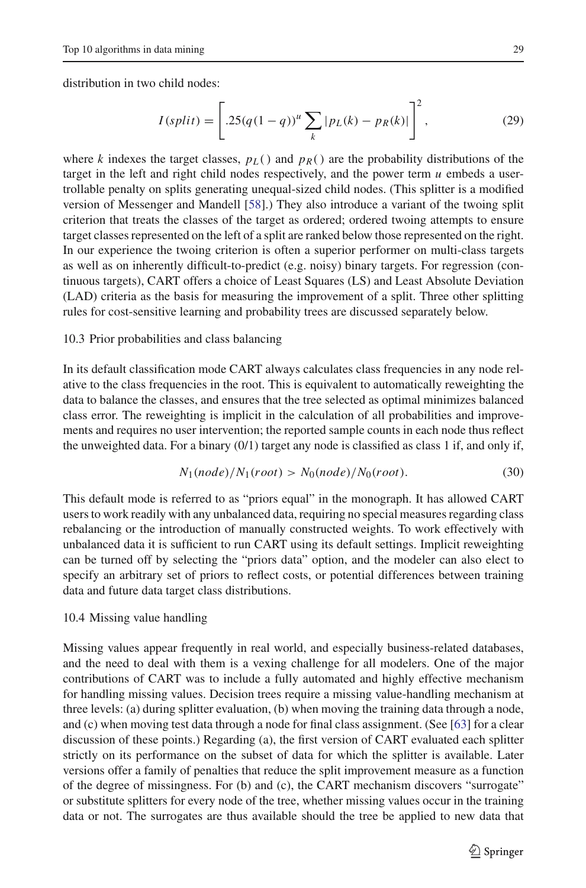distribution in two child nodes:

$$I(split) = \left[ .25(q(1-q))^u \sum_k |p_L(k) - p_R(k)| \right]^2, \tag{29}$$

where $k$ indexes the target classes, $p_L()$ and $p_R()$ are the probability distributions of the target in the left and right child nodes respectively, and the power term $u$ embeds a user-trollable penalty on splits generating unequal-sized child nodes. (This splitter is a modified version of Messenger and Mandell [58].) They also introduce a variant of the twoing split criterion that treats the classes of the target as ordered; ordered twoing attempts to ensure target classes represented on the left of a split are ranked below those represented on the right. In our experience the twoing criterion is often a superior performer on multi-class targets as well as on inherently difficult-to-predict (e.g. noisy) binary targets. For regression (continuous targets), CART offers a choice of Least Squares (LS) and Least Absolute Deviation (LAD) criteria as the basis for measuring the improvement of a split. Three other splitting rules for cost-sensitive learning and probability trees are discussed separately below.

### 10.3 Prior probabilities and class balancing

In its default classification mode CART always calculates class frequencies in any node relative to the class frequencies in the root. This is equivalent to automatically reweighting the data to balance the classes, and ensures that the tree selected as optimal minimizes balanced class error. The reweighting is implicit in the calculation of all probabilities and improvements and requires no user intervention; the reported sample counts in each node thus reflect the unweighted data. For a binary (0/1) target any node is classified as class 1 if, and only if,

$$N_1(node)/N_1(root) > N_0(node)/N_0(root). \tag{30}$$

This default mode is referred to as "priors equal" in the monograph. It has allowed CART users to work readily with any unbalanced data, requiring no special measures regarding class rebalancing or the introduction of manually constructed weights. To work effectively with unbalanced data it is sufficient to run CART using its default settings. Implicit reweighting can be turned off by selecting the "priors data" option, and the modeler can also elect to specify an arbitrary set of priors to reflect costs, or potential differences between training data and future data target class distributions.

### 10.4 Missing value handling

Missing values appear frequently in real world, and especially business-related databases, and the need to deal with them is a vexing challenge for all modelers. One of the major contributions of CART was to include a fully automated and highly effective mechanism for handling missing values. Decision trees require a missing value-handling mechanism at three levels: (a) during splitter evaluation, (b) when moving the training data through a node, and (c) when moving test data through a node for final class assignment. (See [63] for a clear discussion of these points.) Regarding (a), the first version of CART evaluated each splitter strictly on its performance on the subset of data for which the splitter is available. Later versions offer a family of penalties that reduce the split improvement measure as a function of the degree of missingness. For (b) and (c), the CART mechanism discovers "surrogate" or substitute splitters for every node of the tree, whether missing values occur in the training data or not. The surrogates are thus available should the tree be applied to new data that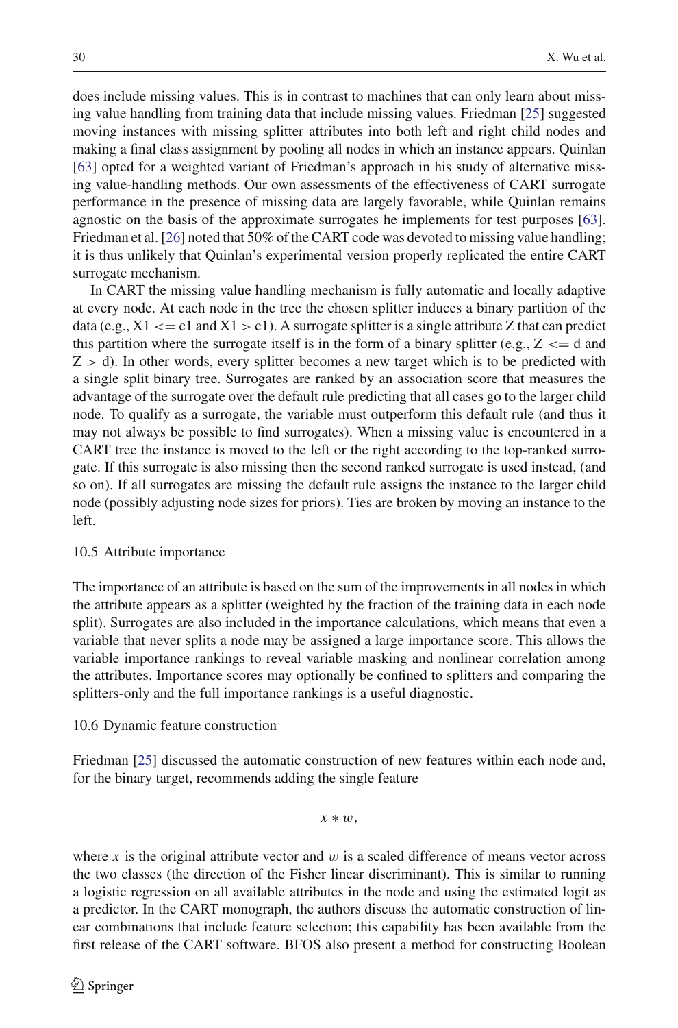does include missing values. This is in contrast to machines that can only learn about missing value handling from training data that include missing values. Friedman [25] suggested moving instances with missing splitter attributes into both left and right child nodes and making a final class assignment by pooling all nodes in which an instance appears. Quinlan [63] opted for a weighted variant of Friedman's approach in his study of alternative missing value-handling methods. Our own assessments of the effectiveness of CART surrogate performance in the presence of missing data are largely favorable, while Quinlan remains agnostic on the basis of the approximate surrogates he implements for test purposes [63]. Friedman et al. [26] noted that 50% of the CART code was devoted to missing value handling; it is thus unlikely that Quinlan's experimental version properly replicated the entire CART surrogate mechanism.

In CART the missing value handling mechanism is fully automatic and locally adaptive at every node. At each node in the tree the chosen splitter induces a binary partition of the data (e.g., X1 <= c1 and X1 > c1). A surrogate splitter is a single attribute Z that can predict this partition where the surrogate itself is in the form of a binary splitter (e.g., Z <= d and Z > d). In other words, every splitter becomes a new target which is to be predicted with a single split binary tree. Surrogates are ranked by an association score that measures the advantage of the surrogate over the default rule predicting that all cases go to the larger child node. To qualify as a surrogate, the variable must outperform this default rule (and thus it may not always be possible to find surrogates). When a missing value is encountered in a CART tree the instance is moved to the left or the right according to the top-ranked surrogate. If this surrogate is also missing then the second ranked surrogate is used instead, (and so on). If all surrogates are missing the default rule assigns the instance to the larger child node (possibly adjusting node sizes for priors). Ties are broken by moving an instance to the left.

### 10.5 Attribute importance

The importance of an attribute is based on the sum of the improvements in all nodes in which the attribute appears as a splitter (weighted by the fraction of the training data in each node split). Surrogates are also included in the importance calculations, which means that even a variable that never splits a node may be assigned a large importance score. This allows the variable importance rankings to reveal variable masking and nonlinear correlation among the attributes. Importance scores may optionally be confined to splitters and comparing the splitters-only and the full importance rankings is a useful diagnostic.

### 10.6 Dynamic feature construction

Friedman [25] discussed the automatic construction of new features within each node and, for the binary target, recommends adding the single feature

$$x * w,$$

where $x$ is the original attribute vector and $w$ is a scaled difference of means vector across the two classes (the direction of the Fisher linear discriminant). This is similar to running a logistic regression on all available attributes in the node and using the estimated logit as a predictor. In the CART monograph, the authors discuss the automatic construction of linear combinations that include feature selection; this capability has been available from the first release of the CART software. BFOS also present a method for constructing Boolean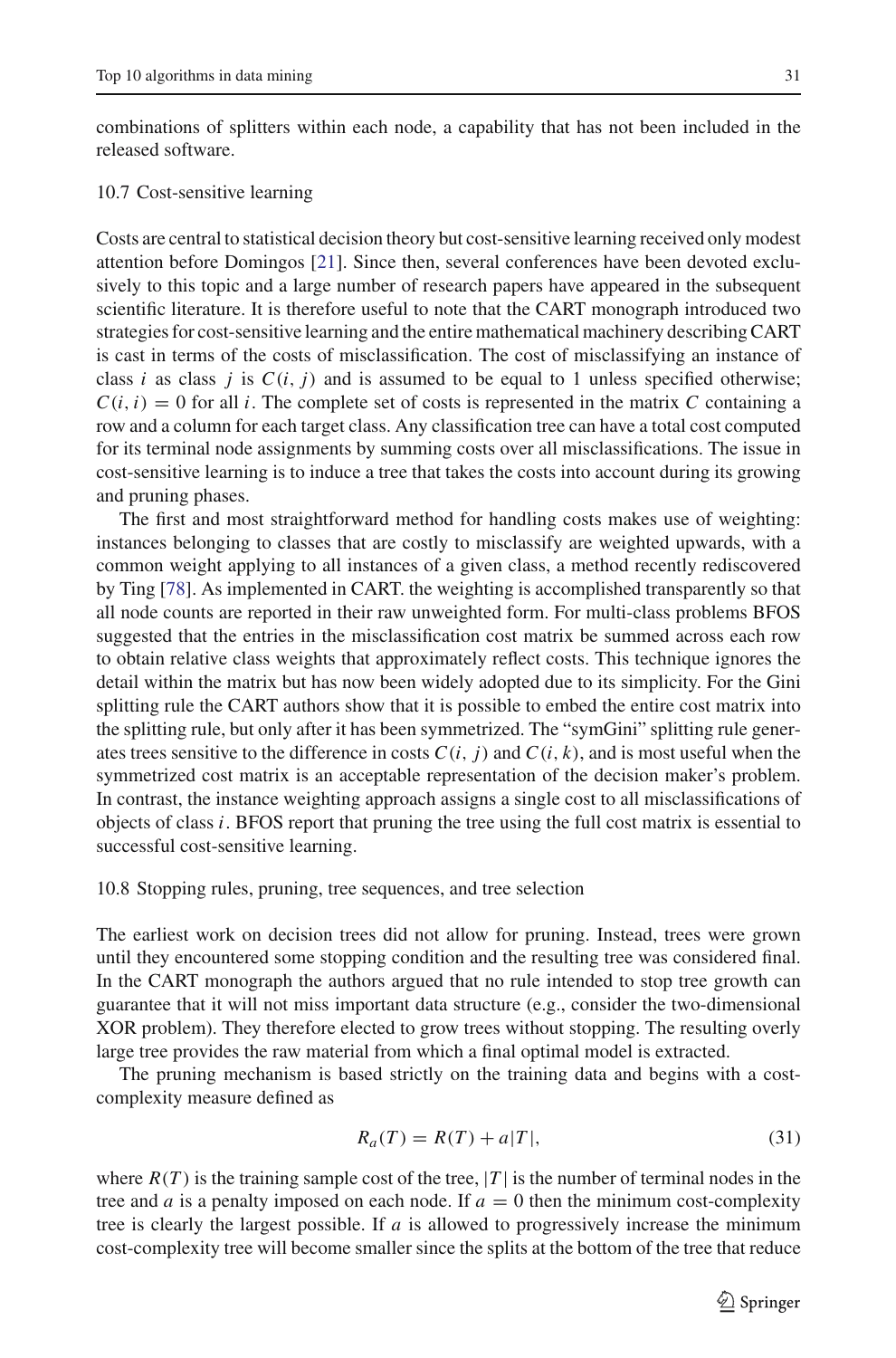combinations of splitters within each node, a capability that has not been included in the released software.

### 10.7 Cost-sensitive learning

Costs are central to statistical decision theory but cost-sensitive learning received only modest attention before Domingos [21]. Since then, several conferences have been devoted exclusively to this topic and a large number of research papers have appeared in the subsequent scientific literature. It is therefore useful to note that the CART monograph introduced two strategies for cost-sensitive learning and the entire mathematical machinery describing CART is cast in terms of the costs of misclassification. The cost of misclassifying an instance of class $i$ as class $j$ is $C(i, j)$ and is assumed to be equal to 1 unless specified otherwise; $C(i, i) = 0$ for all $i$. The complete set of costs is represented in the matrix $C$ containing a row and a column for each target class. Any classification tree can have a total cost computed for its terminal node assignments by summing costs over all misclassifications. The issue in cost-sensitive learning is to induce a tree that takes the costs into account during its growing and pruning phases.

The first and most straightforward method for handling costs makes use of weighting: instances belonging to classes that are costly to misclassify are weighted upwards, with a common weight applying to all instances of a given class, a method recently rediscovered by Ting [78]. As implemented in CART. the weighting is accomplished transparently so that all node counts are reported in their raw unweighted form. For multi-class problems BFOS suggested that the entries in the misclassification cost matrix be summed across each row to obtain relative class weights that approximately reflect costs. This technique ignores the detail within the matrix but has now been widely adopted due to its simplicity. For the Gini splitting rule the CART authors show that it is possible to embed the entire cost matrix into the splitting rule, but only after it has been symmetrized. The "symGini" splitting rule generates trees sensitive to the difference in costs $C(i, j)$ and $C(i, k)$, and is most useful when the symmetrized cost matrix is an acceptable representation of the decision maker's problem. In contrast, the instance weighting approach assigns a single cost to all misclassifications of objects of class $i$. BFOS report that pruning the tree using the full cost matrix is essential to successful cost-sensitive learning.

### 10.8 Stopping rules, pruning, tree sequences, and tree selection

The earliest work on decision trees did not allow for pruning. Instead, trees were grown until they encountered some stopping condition and the resulting tree was considered final. In the CART monograph the authors argued that no rule intended to stop tree growth can guarantee that it will not miss important data structure (e.g., consider the two-dimensional XOR problem). They therefore elected to grow trees without stopping. The resulting overly large tree provides the raw material from which a final optimal model is extracted.

The pruning mechanism is based strictly on the training data and begins with a cost-complexity measure defined as

$$R_a(T) = R(T) + a|T|, \tag{31}$$

where $R(T)$ is the training sample cost of the tree, $|T|$ is the number of terminal nodes in the tree and $a$ is a penalty imposed on each node. If $a = 0$ then the minimum cost-complexity tree is clearly the largest possible. If $a$ is allowed to progressively increase the minimum cost-complexity tree will become smaller since the splits at the bottom of the tree that reduce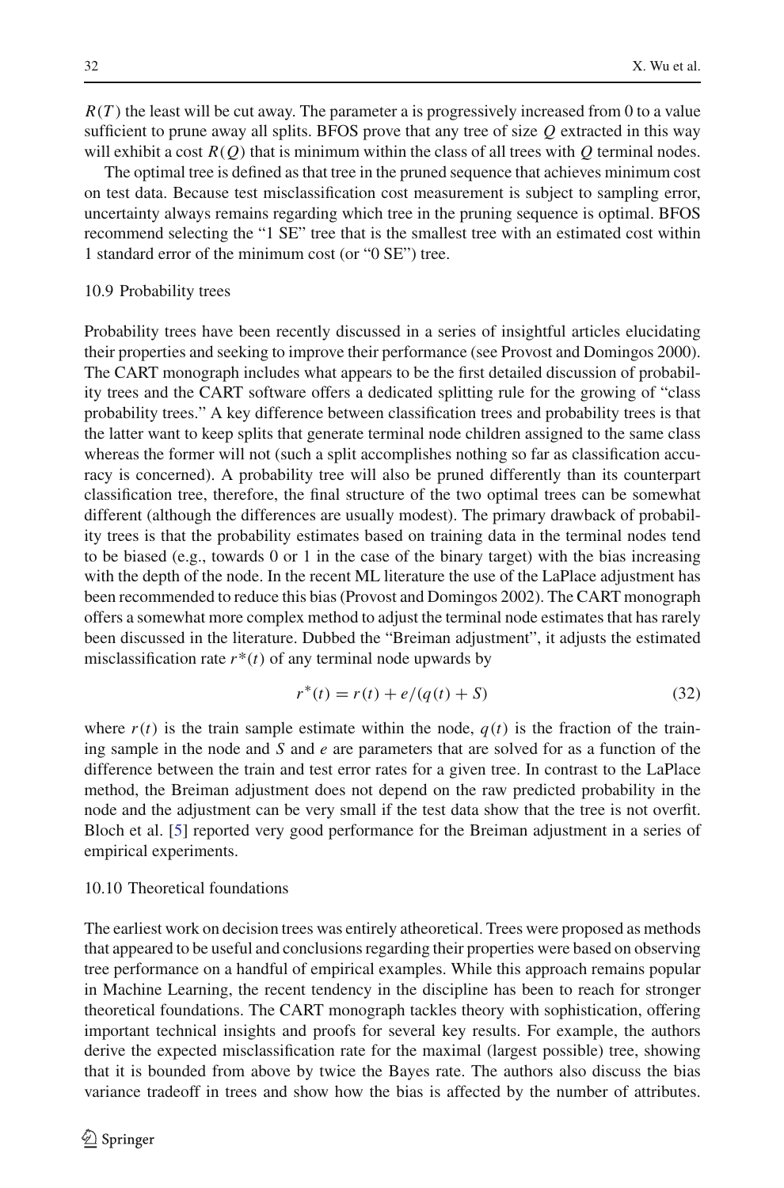$R(T)$ the least will be cut away. The parameter a is progressively increased from 0 to a value sufficient to prune away all splits. BFOS prove that any tree of size $Q$ extracted in this way will exhibit a cost $R(Q)$ that is minimum within the class of all trees with $Q$ terminal nodes.

The optimal tree is defined as that tree in the pruned sequence that achieves minimum cost on test data. Because test misclassification cost measurement is subject to sampling error, uncertainty always remains regarding which tree in the pruning sequence is optimal. BFOS recommend selecting the "1 SE" tree that is the smallest tree with an estimated cost within 1 standard error of the minimum cost (or "0 SE") tree.

## 10.9 Probability trees

Probability trees have been recently discussed in a series of insightful articles elucidating their properties and seeking to improve their performance (see Provost and Domingos 2000). The CART monograph includes what appears to be the first detailed discussion of probability trees and the CART software offers a dedicated splitting rule for the growing of "class probability trees." A key difference between classification trees and probability trees is that the latter want to keep splits that generate terminal node children assigned to the same class whereas the former will not (such a split accomplishes nothing so far as classification accuracy is concerned). A probability tree will also be pruned differently than its counterpart classification tree, therefore, the final structure of the two optimal trees can be somewhat different (although the differences are usually modest). The primary drawback of probability trees is that the probability estimates based on training data in the terminal nodes tend to be biased (e.g., towards 0 or 1 in the case of the binary target) with the bias increasing with the depth of the node. In the recent ML literature the use of the LaPlace adjustment has been recommended to reduce this bias (Provost and Domingos 2002). The CART monograph offers a somewhat more complex method to adjust the terminal node estimates that has rarely been discussed in the literature. Dubbed the "Breiman adjustment", it adjusts the estimated misclassification rate $r^*(t)$ of any terminal node upwards by

$$r^*(t) = r(t) + e/(q(t) + S) \tag{32}$$

where $r(t)$ is the train sample estimate within the node, $q(t)$ is the fraction of the training sample in the node and $S$ and $e$ are parameters that are solved for as a function of the difference between the train and test error rates for a given tree. In contrast to the LaPlace method, the Breiman adjustment does not depend on the raw predicted probability in the node and the adjustment can be very small if the test data show that the tree is not overfit. Bloch et al. [5] reported very good performance for the Breiman adjustment in a series of empirical experiments.

## 10.10 Theoretical foundations

The earliest work on decision trees was entirely atheoretical. Trees were proposed as methods that appeared to be useful and conclusions regarding their properties were based on observing tree performance on a handful of empirical examples. While this approach remains popular in Machine Learning, the recent tendency in the discipline has been to reach for stronger theoretical foundations. The CART monograph tackles theory with sophistication, offering important technical insights and proofs for several key results. For example, the authors derive the expected misclassification rate for the maximal (largest possible) tree, showing that it is bounded from above by twice the Bayes rate. The authors also discuss the bias variance tradeoff in trees and show how the bias is affected by the number of attributes.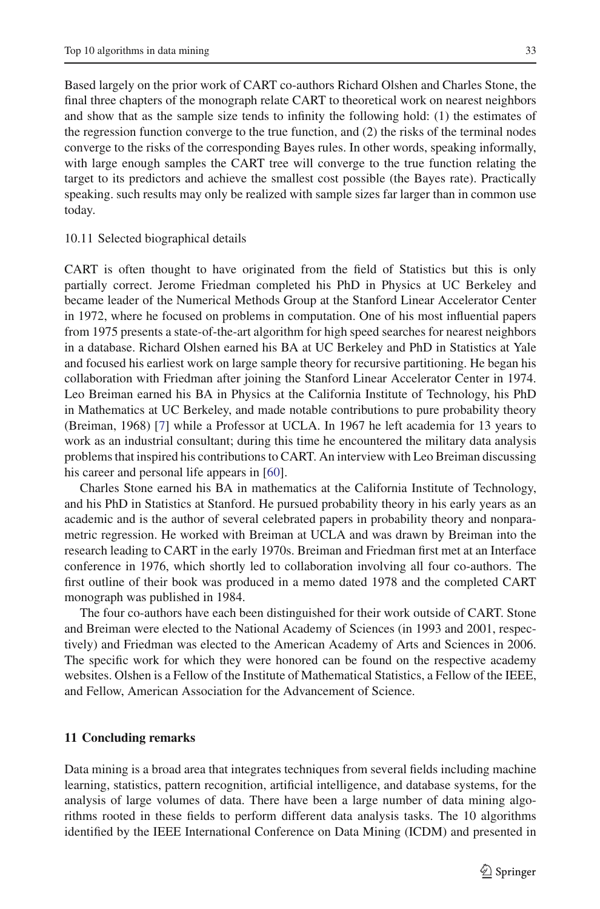Based largely on the prior work of CART co-authors Richard Olshen and Charles Stone, the final three chapters of the monograph relate CART to theoretical work on nearest neighbors and show that as the sample size tends to infinity the following hold: (1) the estimates of the regression function converge to the true function, and (2) the risks of the terminal nodes converge to the risks of the corresponding Bayes rules. In other words, speaking informally, with large enough samples the CART tree will converge to the true function relating the target to its predictors and achieve the smallest cost possible (the Bayes rate). Practically speaking. such results may only be realized with sample sizes far larger than in common use today.

### 10.11 Selected biographical details

CART is often thought to have originated from the field of Statistics but this is only partially correct. Jerome Friedman completed his PhD in Physics at UC Berkeley and became leader of the Numerical Methods Group at the Stanford Linear Accelerator Center in 1972, where he focused on problems in computation. One of his most influential papers from 1975 presents a state-of-the-art algorithm for high speed searches for nearest neighbors in a database. Richard Olshen earned his BA at UC Berkeley and PhD in Statistics at Yale and focused his earliest work on large sample theory for recursive partitioning. He began his collaboration with Friedman after joining the Stanford Linear Accelerator Center in 1974. Leo Breiman earned his BA in Physics at the California Institute of Technology, his PhD in Mathematics at UC Berkeley, and made notable contributions to pure probability theory (Breiman, 1968) [7] while a Professor at UCLA. In 1967 he left academia for 13 years to work as an industrial consultant; during this time he encountered the military data analysis problems that inspired his contributions to CART. An interview with Leo Breiman discussing his career and personal life appears in [60].

Charles Stone earned his BA in mathematics at the California Institute of Technology, and his PhD in Statistics at Stanford. He pursued probability theory in his early years as an academic and is the author of several celebrated papers in probability theory and nonparametric regression. He worked with Breiman at UCLA and was drawn by Breiman into the research leading to CART in the early 1970s. Breiman and Friedman first met at an Interface conference in 1976, which shortly led to collaboration involving all four co-authors. The first outline of their book was produced in a memo dated 1978 and the completed CART monograph was published in 1984.

The four co-authors have each been distinguished for their work outside of CART. Stone and Breiman were elected to the National Academy of Sciences (in 1993 and 2001, respectively) and Friedman was elected to the American Academy of Arts and Sciences in 2006. The specific work for which they were honored can be found on the respective academy websites. Olshen is a Fellow of the Institute of Mathematical Statistics, a Fellow of the IEEE, and Fellow, American Association for the Advancement of Science.

## 11 Concluding remarks

Data mining is a broad area that integrates techniques from several fields including machine learning, statistics, pattern recognition, artificial intelligence, and database systems, for the analysis of large volumes of data. There have been a large number of data mining algorithms rooted in these fields to perform different data analysis tasks. The 10 algorithms identified by the IEEE International Conference on Data Mining (ICDM) and presented in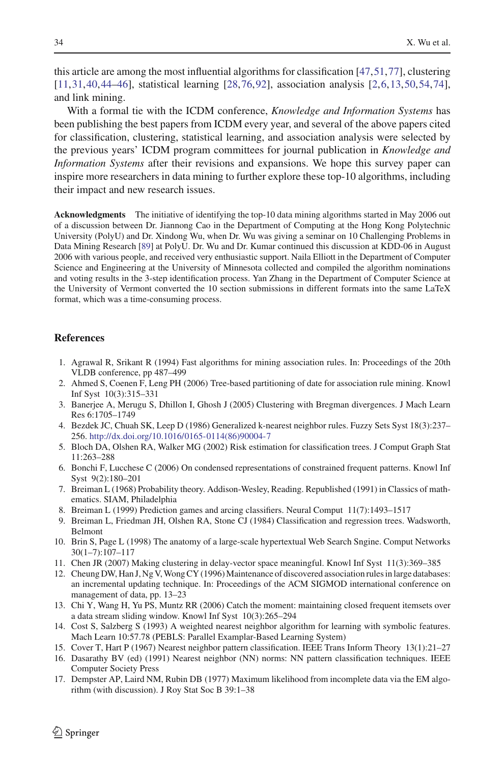this article are among the most influential algorithms for classification [47,51,77], clustering [11,31,40,44–46], statistical learning [28,76,92], association analysis [2,6,13,50,54,74], and link mining.

With a formal tie with the ICDM conference, *Knowledge and Information Systems* has been publishing the best papers from ICDM every year, and several of the above papers cited for classification, clustering, statistical learning, and association analysis were selected by the previous years' ICDM program committees for journal publication in *Knowledge and Information Systems* after their revisions and expansions. We hope this survey paper can inspire more researchers in data mining to further explore these top-10 algorithms, including their impact and new research issues.

**Acknowledgments** The initiative of identifying the top-10 data mining algorithms started in May 2006 out of a discussion between Dr. Jiannong Cao in the Department of Computing at the Hong Kong Polytechnic University (PolyU) and Dr. Xindong Wu, when Dr. Wu was giving a seminar on 10 Challenging Problems in Data Mining Research [89] at PolyU. Dr. Wu and Dr. Kumar continued this discussion at KDD-06 in August 2006 with various people, and received very enthusiastic support. Naila Elliott in the Department of Computer Science and Engineering at the University of Minnesota collected and compiled the algorithm nominations and voting results in the 3-step identification process. Yan Zhang in the Department of Computer Science at the University of Vermont converted the 10 section submissions in different formats into the same LaTeX format, which was a time-consuming process.

## References

1. Agrawal R, Srikant R (1994) Fast algorithms for mining association rules. In: Proceedings of the 20th VLDB conference, pp 487–499
2. Ahmed S, Coenen F, Leng PH (2006) Tree-based partitioning of date for association rule mining. Knowl Inf Syst 10(3):315–331
3. Banerjee A, Merugu S, Dhillon I, Ghosh J (2005) Clustering with Bregman divergences. J Mach Learn Res 6:1705–1749
4. Bezdek JC, Chuah SK, Leep D (1986) Generalized k-nearest neighbor rules. Fuzzy Sets Syst 18(3):237–256. http://dx.doi.org/10.1016/0165-0114(86)90004-7
5. Bloch DA, Olshen RA, Walker MG (2002) Risk estimation for classification trees. J Comput Graph Stat 11:263–288
6. Bonchi F, Lucchese C (2006) On condensed representations of constrained frequent patterns. Knowl Inf Syst 9(2):180–201
7. Breiman L (1968) Probability theory. Addison-Wesley, Reading. Republished (1991) in Classics of mathematics. SIAM, Philadelphia
8. Breiman L (1999) Prediction games and arcing classifiers. Neural Comput 11(7):1493–1517
9. Breiman L, Friedman JH, Olshen RA, Stone CJ (1984) Classification and regression trees. Wadsworth, Belmont
10. Brin S, Page L (1998) The anatomy of a large-scale hypertextual Web Search Sngine. Comput Networks 30(1–7):107–117
11. Chen JR (2007) Making clustering in delay-vector space meaningful. Knowl Inf Syst 11(3):369–385
12. Cheung DW, Han J, Ng V, Wong CY (1996) Maintenance of discovered association rules in large databases: an incremental updating technique. In: Proceedings of the ACM SIGMOD international conference on management of data, pp. 13–23
13. Chi Y, Wang H, Yu PS, Muntz RR (2006) Catch the moment: maintaining closed frequent itemsets over a data stream sliding window. Knowl Inf Syst 10(3):265–294
14. Cost S, Salzberg S (1993) A weighted nearest neighbor algorithm for learning with symbolic features. Mach Learn 10:57.78 (PEBLS: Parallel Examplar-Based Learning System)
15. Cover T, Hart P (1967) Nearest neighbor pattern classification. IEEE Trans Inform Theory 13(1):21–27
16. Dasarathy BV (ed) (1991) Nearest neighbor (NN) norms: NN pattern classification techniques. IEEE Computer Society Press
17. Dempster AP, Laird NM, Rubin DB (1977) Maximum likelihood from incomplete data via the EM algorithm (with discussion). J Roy Stat Soc B 39:1–38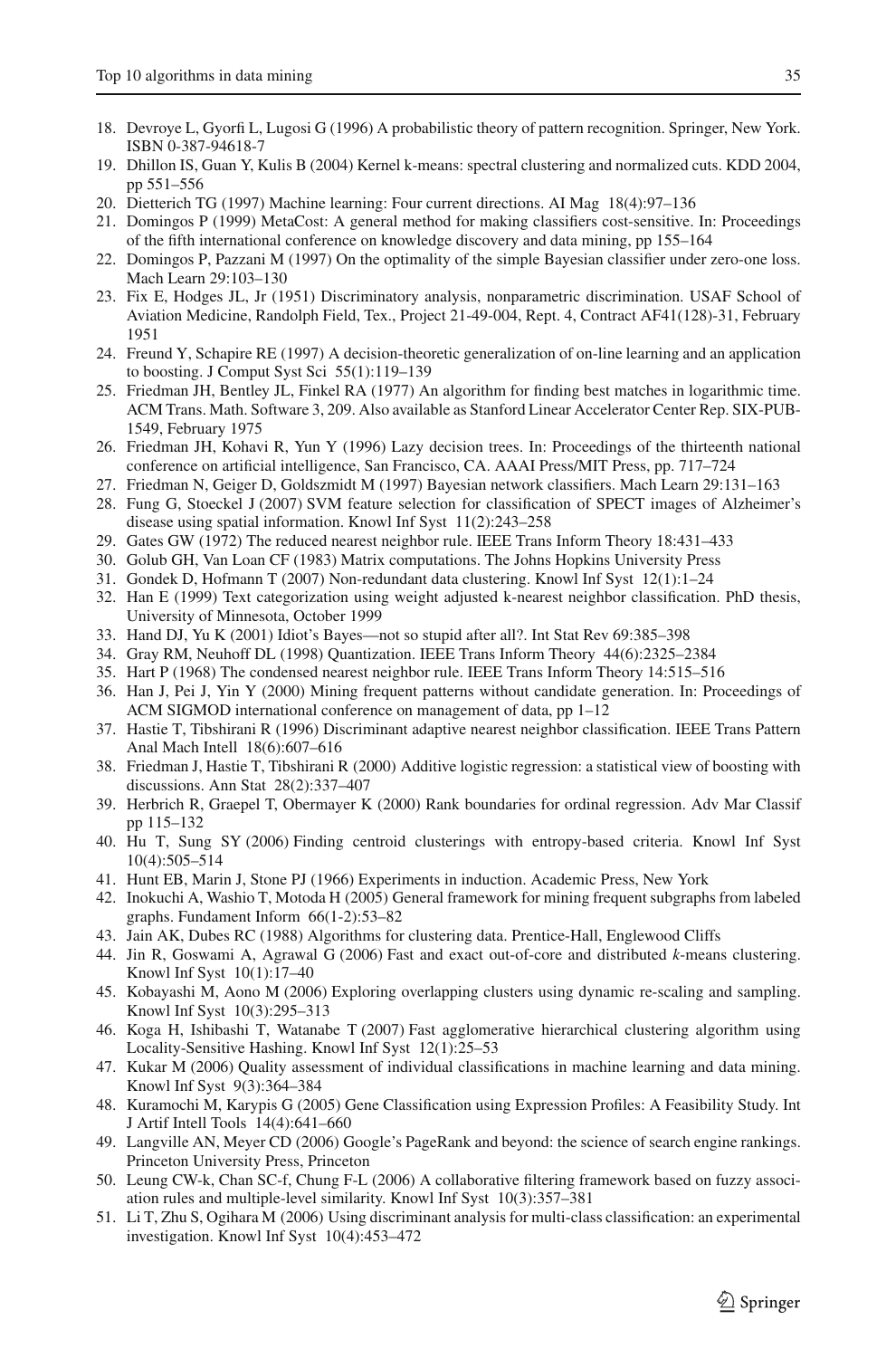18. Devroye L, Gyorfi L, Lugosi G (1996) A probabilistic theory of pattern recognition. Springer, New York. ISBN 0-387-94618-7
19. Dhillon IS, Guan Y, Kulis B (2004) Kernel k-means: spectral clustering and normalized cuts. KDD 2004, pp 551–556
20. Dietterich TG (1997) Machine learning: Four current directions. AI Mag 18(4):97–136
21. Domingos P (1999) MetaCost: A general method for making classifiers cost-sensitive. In: Proceedings of the fifth international conference on knowledge discovery and data mining, pp 155–164
22. Domingos P, Pazzani M (1997) On the optimality of the simple Bayesian classifier under zero-one loss. Mach Learn 29:103–130
23. Fix E, Hodges JL, Jr (1951) Discriminatory analysis, nonparametric discrimination. USAF School of Aviation Medicine, Randolph Field, Tex., Project 21-49-004, Rept. 4, Contract AF41(128)-31, February 1951
24. Freund Y, Schapire RE (1997) A decision-theoretic generalization of on-line learning and an application to boosting. J Comput Syst Sci 55(1):119–139
25. Friedman JH, Bentley JL, Finkel RA (1977) An algorithm for finding best matches in logarithmic time. ACM Trans. Math. Software 3, 209. Also available as Stanford Linear Accelerator Center Rep. SIX-PUB-1549, February 1975
26. Friedman JH, Kohavi R, Yun Y (1996) Lazy decision trees. In: Proceedings of the thirteenth national conference on artificial intelligence, San Francisco, CA. AAAI Press/MIT Press, pp. 717–724
27. Friedman N, Geiger D, Goldszmidt M (1997) Bayesian network classifiers. Mach Learn 29:131–163
28. Fung G, Stoeckel J (2007) SVM feature selection for classification of SPECT images of Alzheimer's disease using spatial information. Knowl Inf Syst 11(2):243–258
29. Gates GW (1972) The reduced nearest neighbor rule. IEEE Trans Inform Theory 18:431–433
30. Golub GH, Van Loan CF (1983) Matrix computations. The Johns Hopkins University Press
31. Gondek D, Hofmann T (2007) Non-redundant data clustering. Knowl Inf Syst 12(1):1–24
32. Han E (1999) Text categorization using weight adjusted k-nearest neighbor classification. PhD thesis, University of Minnesota, October 1999
33. Hand DJ, Yu K (2001) Idiot's Bayes—not so stupid after all?. Int Stat Rev 69:385–398
34. Gray RM, Neuhoff DL (1998) Quantization. IEEE Trans Inform Theory 44(6):2325–2384
35. Hart P (1968) The condensed nearest neighbor rule. IEEE Trans Inform Theory 14:515–516
36. Han J, Pei J, Yin Y (2000) Mining frequent patterns without candidate generation. In: Proceedings of ACM SIGMOD international conference on management of data, pp 1–12
37. Hastie T, Tibshirani R (1996) Discriminant adaptive nearest neighbor classification. IEEE Trans Pattern Anal Mach Intell 18(6):607–616
38. Friedman J, Hastie T, Tibshirani R (2000) Additive logistic regression: a statistical view of boosting with discussions. Ann Stat 28(2):337–407
39. Herbrich R, Graepel T, Obermayer K (2000) Rank boundaries for ordinal regression. Adv Mar Classif pp 115–132
40. Hu T, Sung SY (2006) Finding centroid clusterings with entropy-based criteria. Knowl Inf Syst 10(4):505–514
41. Hunt EB, Marin J, Stone PJ (1966) Experiments in induction. Academic Press, New York
42. Inokuchi A, Washio T, Motoda H (2005) General framework for mining frequent subgraphs from labeled graphs. Fundament Inform 66(1-2):53–82
43. Jain AK, Dubes RC (1988) Algorithms for clustering data. Prentice-Hall, Englewood Cliffs
44. Jin R, Goswami A, Agrawal G (2006) Fast and exact out-of-core and distributed *k*-means clustering. Knowl Inf Syst 10(1):17–40
45. Kobayashi M, Aono M (2006) Exploring overlapping clusters using dynamic re-scaling and sampling. Knowl Inf Syst 10(3):295–313
46. Koga H, Ishibashi T, Watanabe T (2007) Fast agglomerative hierarchical clustering algorithm using Locality-Sensitive Hashing. Knowl Inf Syst 12(1):25–53
47. Kukar M (2006) Quality assessment of individual classifications in machine learning and data mining. Knowl Inf Syst 9(3):364–384
48. Kuramochi M, Karypis G (2005) Gene Classification using Expression Profiles: A Feasibility Study. Int J Artif Intell Tools 14(4):641–660
49. Langville AN, Meyer CD (2006) Google's PageRank and beyond: the science of search engine rankings. Princeton University Press, Princeton
50. Leung CW-k, Chan SC-f, Chung F-L (2006) A collaborative filtering framework based on fuzzy association rules and multiple-level similarity. Knowl Inf Syst 10(3):357–381
51. Li T, Zhu S, Ogihara M (2006) Using discriminant analysis for multi-class classification: an experimental investigation. Knowl Inf Syst 10(4):453–472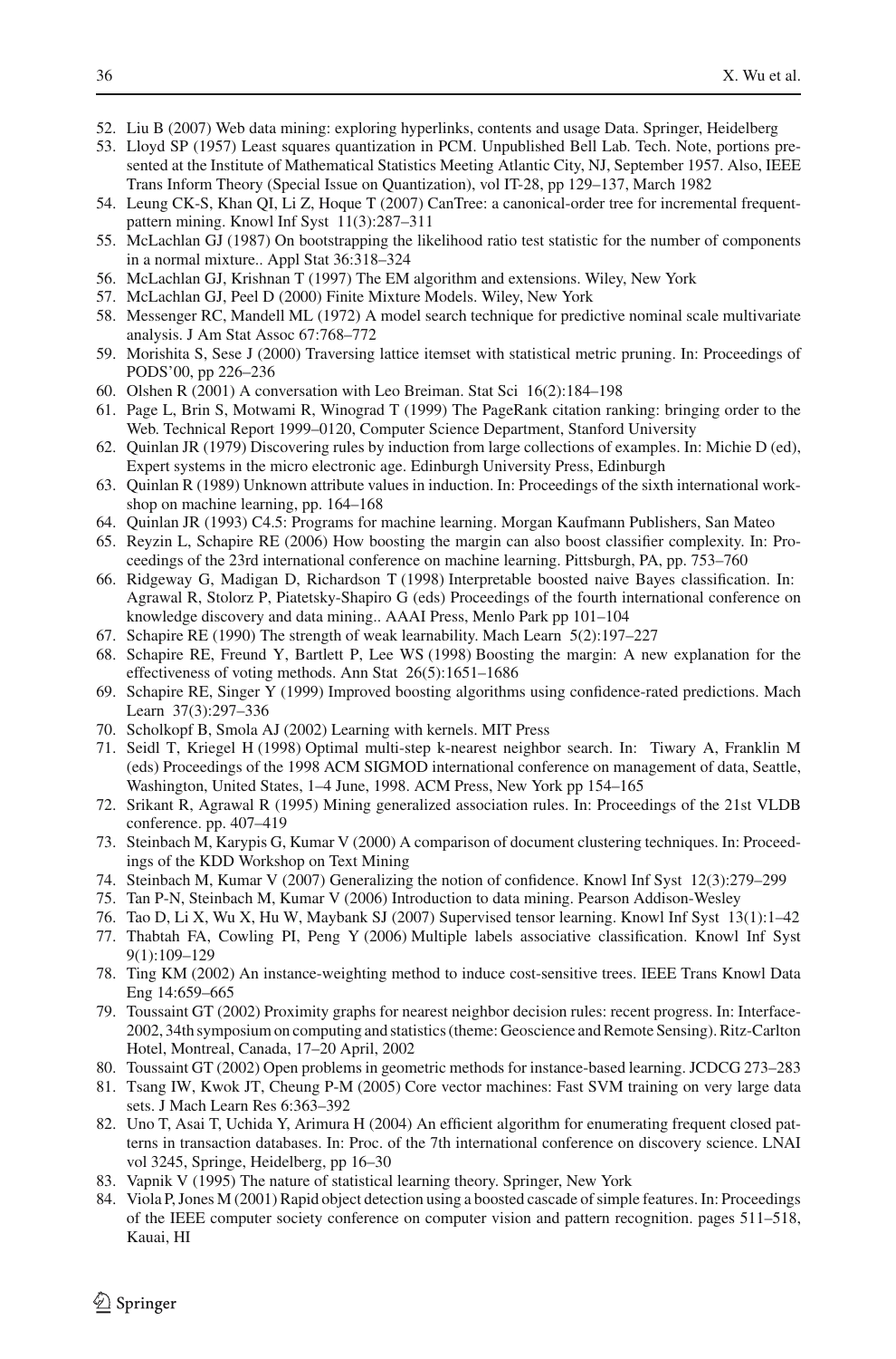52. Liu B (2007) Web data mining: exploring hyperlinks, contents and usage Data. Springer, Heidelberg
53. Lloyd SP (1957) Least squares quantization in PCM. Unpublished Bell Lab. Tech. Note, portions presented at the Institute of Mathematical Statistics Meeting Atlantic City, NJ, September 1957. Also, IEEE Trans Inform Theory (Special Issue on Quantization), vol IT-28, pp 129–137, March 1982
54. Leung CK-S, Khan QI, Li Z, Hoque T (2007) CanTree: a canonical-order tree for incremental frequent-pattern mining. Knowl Inf Syst 11(3):287–311
55. McLachlan GJ (1987) On bootstrapping the likelihood ratio test statistic for the number of components in a normal mixture.. Appl Stat 36:318–324
56. McLachlan GJ, Krishnan T (1997) The EM algorithm and extensions. Wiley, New York
57. McLachlan GJ, Peel D (2000) Finite Mixture Models. Wiley, New York
58. Messenger RC, Mandell ML (1972) A model search technique for predictive nominal scale multivariate analysis. J Am Stat Assoc 67:768–772
59. Morishita S, Sese J (2000) Traversing lattice itemset with statistical metric pruning. In: Proceedings of PODS'00, pp 226–236
60. Olshen R (2001) A conversation with Leo Breiman. Stat Sci 16(2):184–198
61. Page L, Brin S, Motwami R, Winograd T (1999) The PageRank citation ranking: bringing order to the Web. Technical Report 1999–0120, Computer Science Department, Stanford University
62. Quinlan JR (1979) Discovering rules by induction from large collections of examples. In: Michie D (ed), Expert systems in the micro electronic age. Edinburgh University Press, Edinburgh
63. Quinlan R (1989) Unknown attribute values in induction. In: Proceedings of the sixth international workshop on machine learning, pp. 164–168
64. Quinlan JR (1993) C4.5: Programs for machine learning. Morgan Kaufmann Publishers, San Mateo
65. Reyzin L, Schapire RE (2006) How boosting the margin can also boost classifier complexity. In: Proceedings of the 23rd international conference on machine learning. Pittsburgh, PA, pp. 753–760
66. Ridgeway G, Madigan D, Richardson T (1998) Interpretable boosted naive Bayes classification. In: Agrawal R, Stolorz P, Piatetsky-Shapiro G (eds) Proceedings of the fourth international conference on knowledge discovery and data mining.. AAAI Press, Menlo Park pp 101–104
67. Schapire RE (1990) The strength of weak learnability. Mach Learn 5(2):197–227
68. Schapire RE, Freund Y, Bartlett P, Lee WS (1998) Boosting the margin: A new explanation for the effectiveness of voting methods. Ann Stat 26(5):1651–1686
69. Schapire RE, Singer Y (1999) Improved boosting algorithms using confidence-rated predictions. Mach Learn 37(3):297–336
70. Scholkopf B, Smola AJ (2002) Learning with kernels. MIT Press
71. Seidl T, Kriegel H (1998) Optimal multi-step k-nearest neighbor search. In: Tiwary A, Franklin M (eds) Proceedings of the 1998 ACM SIGMOD international conference on management of data, Seattle, Washington, United States, 1–4 June, 1998. ACM Press, New York pp 154–165
72. Srikant R, Agrawal R (1995) Mining generalized association rules. In: Proceedings of the 21st VLDB conference. pp. 407–419
73. Steinbach M, Karypis G, Kumar V (2000) A comparison of document clustering techniques. In: Proceedings of the KDD Workshop on Text Mining
74. Steinbach M, Kumar V (2007) Generalizing the notion of confidence. Knowl Inf Syst 12(3):279–299
75. Tan P-N, Steinbach M, Kumar V (2006) Introduction to data mining. Pearson Addison-Wesley
76. Tao D, Li X, Wu X, Hu W, Maybank SJ (2007) Supervised tensor learning. Knowl Inf Syst 13(1):1–42
77. Thabtah FA, Cowling PI, Peng Y (2006) Multiple labels associative classification. Knowl Inf Syst 9(1):109–129
78. Ting KM (2002) An instance-weighting method to induce cost-sensitive trees. IEEE Trans Knowl Data Eng 14:659–665
79. Toussaint GT (2002) Proximity graphs for nearest neighbor decision rules: recent progress. In: Interface-2002, 34th symposium on computing and statistics (theme: Geoscience and Remote Sensing). Ritz-Carlton Hotel, Montreal, Canada, 17–20 April, 2002
80. Toussaint GT (2002) Open problems in geometric methods for instance-based learning. JCDCG 273–283
81. Tsang IW, Kwok JT, Cheung P-M (2005) Core vector machines: Fast SVM training on very large data sets. J Mach Learn Res 6:363–392
82. Uno T, Asai T, Uchida Y, Arimura H (2004) An efficient algorithm for enumerating frequent closed patterns in transaction databases. In: Proc. of the 7th international conference on discovery science. LNAI vol 3245, Springe, Heidelberg, pp 16–30
83. Vapnik V (1995) The nature of statistical learning theory. Springer, New York
84. Viola P, Jones M (2001) Rapid object detection using a boosted cascade of simple features. In: Proceedings of the IEEE computer society conference on computer vision and pattern recognition. pages 511–518, Kauai, HI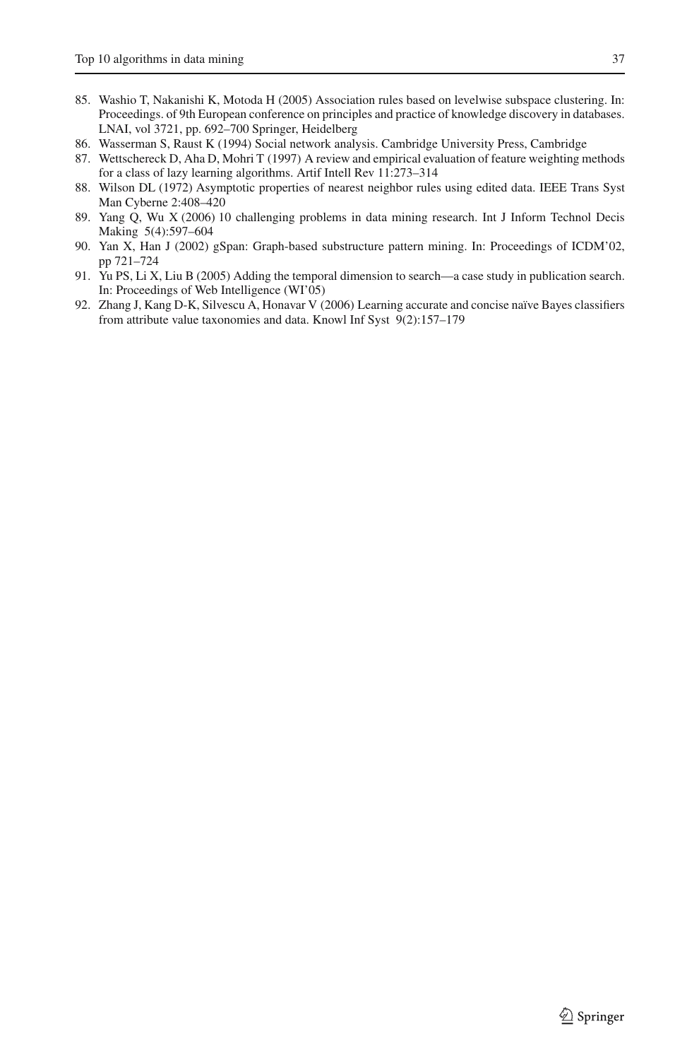85. Washio T, Nakanishi K, Motoda H (2005) Association rules based on levelwise subspace clustering. In: Proceedings. of 9th European conference on principles and practice of knowledge discovery in databases. LNAI, vol 3721, pp. 692–700 Springer, Heidelberg
86. Wasserman S, Raust K (1994) Social network analysis. Cambridge University Press, Cambridge
87. Wettschereck D, Aha D, Mohri T (1997) A review and empirical evaluation of feature weighting methods for a class of lazy learning algorithms. Artif Intell Rev 11:273–314
88. Wilson DL (1972) Asymptotic properties of nearest neighbor rules using edited data. IEEE Trans Syst Man Cyberne 2:408–420
89. Yang Q, Wu X (2006) 10 challenging problems in data mining research. Int J Inform Technol Decis Making 5(4):597–604
90. Yan X, Han J (2002) gSpan: Graph-based substructure pattern mining. In: Proceedings of ICDM'02, pp 721–724
91. Yu PS, Li X, Liu B (2005) Adding the temporal dimension to search—a case study in publication search. In: Proceedings of Web Intelligence (WI'05)
92. Zhang J, Kang D-K, Silvescu A, Honavar V (2006) Learning accurate and concise naïve Bayes classifiers from attribute value taxonomies and data. Knowl Inf Syst 9(2):157–179